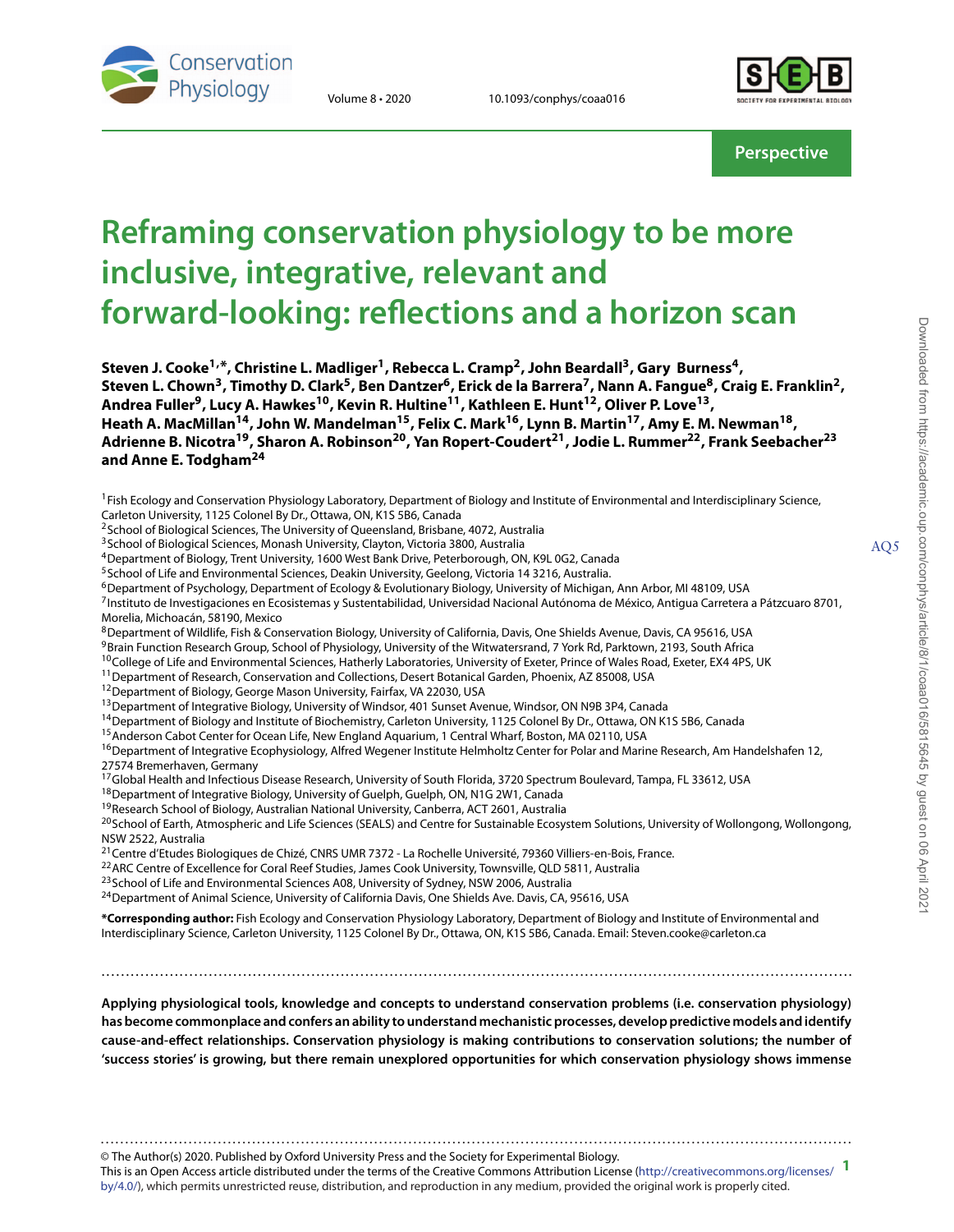Perspective

# Reframing conservation physiology to be more inclusive, integrative, relevant and forward-looking: reflections and a horizon scan

**Steven J. Cooke[1,*], Christine L. Madliger[1], Rebecca L. Cramp[2], John Beardall[3], Gary Burness[4], Steven L. Chown[3], Timothy D. Clark[5], Ben Dantzer[6], Erick de la Barrera[7], Nann A. Fangue[8], Craig E. Franklin[2], Andrea Fuller[9], Lucy A. Hawkes[10], Kevin R. Hultine[11], Kathleen E. Hunt[12], Oliver P. Love[13], Heath A. MacMillan[14], John W. Mandelman[15], Felix C. Mark[16], Lynn B. Martin[17], Amy E. M. Newman[18], Adrienne B. Nicotra[19], Sharon A. Robinson[20], Yan Ropert-Coudert[21], Jodie L. Rummer[22], Frank Seebacher[23] and Anne E. Todgham[24]**

[1]Fish Ecology and Conservation Physiology Laboratory, Department of Biology and Institute of Environmental and Interdisciplinary Science, Carleton University, 1125 Colonel By Dr., Ottawa, ON, K1S 5B6, Canada
[2]School of Biological Sciences, The University of Queensland, Brisbane, 4072, Australia
[3]School of Biological Sciences, Monash University, Clayton, Victoria 3800, Australia
[4]Department of Biology, Trent University, 1600 West Bank Drive, Peterborough, ON, K9L 0G2, Canada
[5]School of Life and Environmental Sciences, Deakin University, Geelong, Victoria 14 3216, Australia.
[6]Department of Psychology, Department of Ecology & Evolutionary Biology, University of Michigan, Ann Arbor, MI 48109, USA
[7]Instituto de Investigaciones en Ecosistemas y Sustentabilidad, Universidad Nacional Autónoma de México, Antigua Carretera a Pátzcuaro 8701, Morelia, Michoacán, 58190, Mexico
[8]Department of Wildlife, Fish & Conservation Biology, University of California, Davis, One Shields Avenue, Davis, CA 95616, USA
[9]Brain Function Research Group, School of Physiology, University of the Witwatersrand, 7 York Rd, Parktown, 2193, South Africa
[10]College of Life and Environmental Sciences, Hatherly Laboratories, University of Exeter, Prince of Wales Road, Exeter, EX4 4PS, UK
[11]Department of Research, Conservation and Collections, Desert Botanical Garden, Phoenix, AZ 85008, USA
[12]Department of Biology, George Mason University, Fairfax, VA 22030, USA
[13]Department of Integrative Biology, University of Windsor, 401 Sunset Avenue, Windsor, ON N9B 3P4, Canada
[14]Department of Biology and Institute of Biochemistry, Carleton University, 1125 Colonel By Dr., Ottawa, ON K1S 5B6, Canada
[15]Anderson Cabot Center for Ocean Life, New England Aquarium, 1 Central Wharf, Boston, MA 02110, USA
[16]Department of Integrative Ecophysiology, Alfred Wegener Institute Helmholtz Center for Polar and Marine Research, Am Handelshafen 12, 27574 Bremerhaven, Germany
[17]Global Health and Infectious Disease Research, University of South Florida, 3720 Spectrum Boulevard, Tampa, FL 33612, USA
[18]Department of Integrative Biology, University of Guelph, Guelph, ON, N1G 2W1, Canada
[19]Research School of Biology, Australian National University, Canberra, ACT 2601, Australia
[20]School of Earth, Atmospheric and Life Sciences (SEALS) and Centre for Sustainable Ecosystem Solutions, University of Wollongong, Wollongong, NSW 2522, Australia
[21]Centre d'Etudes Biologiques de Chizé, CNRS UMR 7372 - La Rochelle Université, 79360 Villiers-en-Bois, France.
[22]ARC Centre of Excellence for Coral Reef Studies, James Cook University, Townsville, QLD 5811, Australia
[23]School of Life and Environmental Sciences A08, University of Sydney, NSW 2006, Australia
[24]Department of Animal Science, University of California Davis, One Shields Ave. Davis, CA, 95616, USA

***Corresponding author:** Fish Ecology and Conservation Physiology Laboratory, Department of Biology and Institute of Environmental and Interdisciplinary Science, Carleton University, 1125 Colonel By Dr., Ottawa, ON, K1S 5B6, Canada. Email: Steven.cooke@carleton.ca

**Applying physiological tools, knowledge and concepts to understand conservation problems (i.e. conservation physiology) has become commonplace and confers an ability to understand mechanistic processes, develop predictive models and identify cause-and-effect relationships. Conservation physiology is making contributions to conservation solutions; the number of 'success stories' is growing, but there remain unexplored opportunities for which conservation physiology shows immense**

© The Author(s) 2020. Published by Oxford University Press and the Society for Experimental Biology.
This is an Open Access article distributed under the terms of the Creative Commons Attribution License (http://creativecommons.org/licenses/by/4.0/), which permits unrestricted reuse, distribution, and reproduction in any medium, provided the original work is properly cited.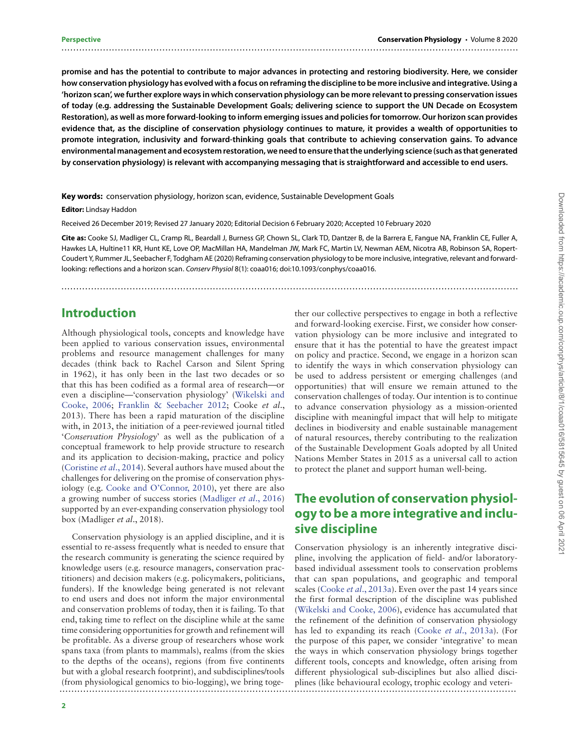**promise and has the potential to contribute to major advances in protecting and restoring biodiversity. Here, we consider how conservation physiology has evolved with a focus on reframing the discipline to be more inclusive and integrative. Using a 'horizon scan', we further explore ways in which conservation physiology can be more relevant to pressing conservation issues of today (e.g. addressing the Sustainable Development Goals; delivering science to support the UN Decade on Ecosystem Restoration), as well as more forward-looking to inform emerging issues and policies for tomorrow. Our horizon scan provides evidence that, as the discipline of conservation physiology continues to mature, it provides a wealth of opportunities to promote integration, inclusivity and forward-thinking goals that contribute to achieving conservation gains. To advance environmental management and ecosystem restoration, we need to ensure that the underlying science (such as that generated by conservation physiology) is relevant with accompanying messaging that is straightforward and accessible to end users.**

**Key words:** conservation physiology, horizon scan, evidence, Sustainable Development Goals

**Editor:** Lindsay Haddon

Received 26 December 2019; Revised 27 January 2020; Editorial Decision 6 February 2020; Accepted 10 February 2020

**Cite as:** Cooke SJ, Madliger CL, Cramp RL, Beardall J, Burness GP, Chown SL, Clark TD, Dantzer B, de la Barrera E, Fangue NA, Franklin CE, Fuller A, Hawkes LA, Hultine11 KR, Hunt KE, Love OP, MacMillan HA, Mandelman JW, Mark FC, Martin LV, Newman AEM, Nicotra AB, Robinson SA, Ropert-Coudert Y, Rummer JL, Seebacher F, Todgham AE (2020) Reframing conservation physiology to be more inclusive, integrative, relevant and forward-looking: reflections and a horizon scan. *Conserv Physiol* 8(1): coaa016; doi:10.1093/conphys/coaa016.

## Introduction

Although physiological tools, concepts and knowledge have been applied to various conservation issues, environmental problems and resource management challenges for many decades (think back to Rachel Carson and Silent Spring in 1962), it has only been in the last two decades or so that this has been codified as a formal area of research—or even a discipline—'conservation physiology' (Wikelski and Cooke, 2006; Franklin & Seebacher 2012; Cooke *et al.*, 2013). There has been a rapid maturation of the discipline with, in 2013, the initiation of a peer-reviewed journal titled '*Conservation Physiology*' as well as the publication of a conceptual framework to help provide structure to research and its application to decision-making, practice and policy (Coristine *et al.*, 2014). Several authors have mused about the challenges for delivering on the promise of conservation physiology (e.g. Cooke and O'Connor, 2010), yet there are also a growing number of success stories (Madliger *et al.*, 2016) supported by an ever-expanding conservation physiology tool box (Madliger *et al.*, 2018).

Conservation physiology is an applied discipline, and it is essential to re-assess frequently what is needed to ensure that the research community is generating the science required by knowledge users (e.g. resource managers, conservation practitioners) and decision makers (e.g. policymakers, politicians, funders). If the knowledge being generated is not relevant to end users and does not inform the major environmental and conservation problems of today, then it is failing. To that end, taking time to reflect on the discipline while at the same time considering opportunities for growth and refinement will be profitable. As a diverse group of researchers whose work spans taxa (from plants to mammals), realms (from the skies to the depths of the oceans), regions (from five continents but with a global research footprint), and subdisciplines/tools (from physiological genomics to bio-logging), we bring together our collective perspectives to engage in both a reflective and forward-looking exercise. First, we consider how conservation physiology can be more inclusive and integrated to ensure that it has the potential to have the greatest impact on policy and practice. Second, we engage in a horizon scan to identify the ways in which conservation physiology can be used to address persistent or emerging challenges (and opportunities) that will ensure we remain attuned to the conservation challenges of today. Our intention is to continue to advance conservation physiology as a mission-oriented discipline with meaningful impact that will help to mitigate declines in biodiversity and enable sustainable management of natural resources, thereby contributing to the realization of the Sustainable Development Goals adopted by all United Nations Member States in 2015 as a universal call to action to protect the planet and support human well-being.

## The evolution of conservation physiology to be a more integrative and inclusive discipline

Conservation physiology is an inherently integrative discipline, involving the application of field- and/or laboratory-based individual assessment tools to conservation problems that can span populations, and geographic and temporal scales (Cooke *et al.*, 2013a). Even over the past 14 years since the first formal description of the discipline was published (Wikelski and Cooke, 2006), evidence has accumulated that the refinement of the definition of conservation physiology has led to expanding its reach (Cooke *et al.*, 2013a). (For the purpose of this paper, we consider 'integrative' to mean the ways in which conservation physiology brings together different tools, concepts and knowledge, often arising from different physiological sub-disciplines but also allied disciplines (like behavioural ecology, trophic ecology and veteri-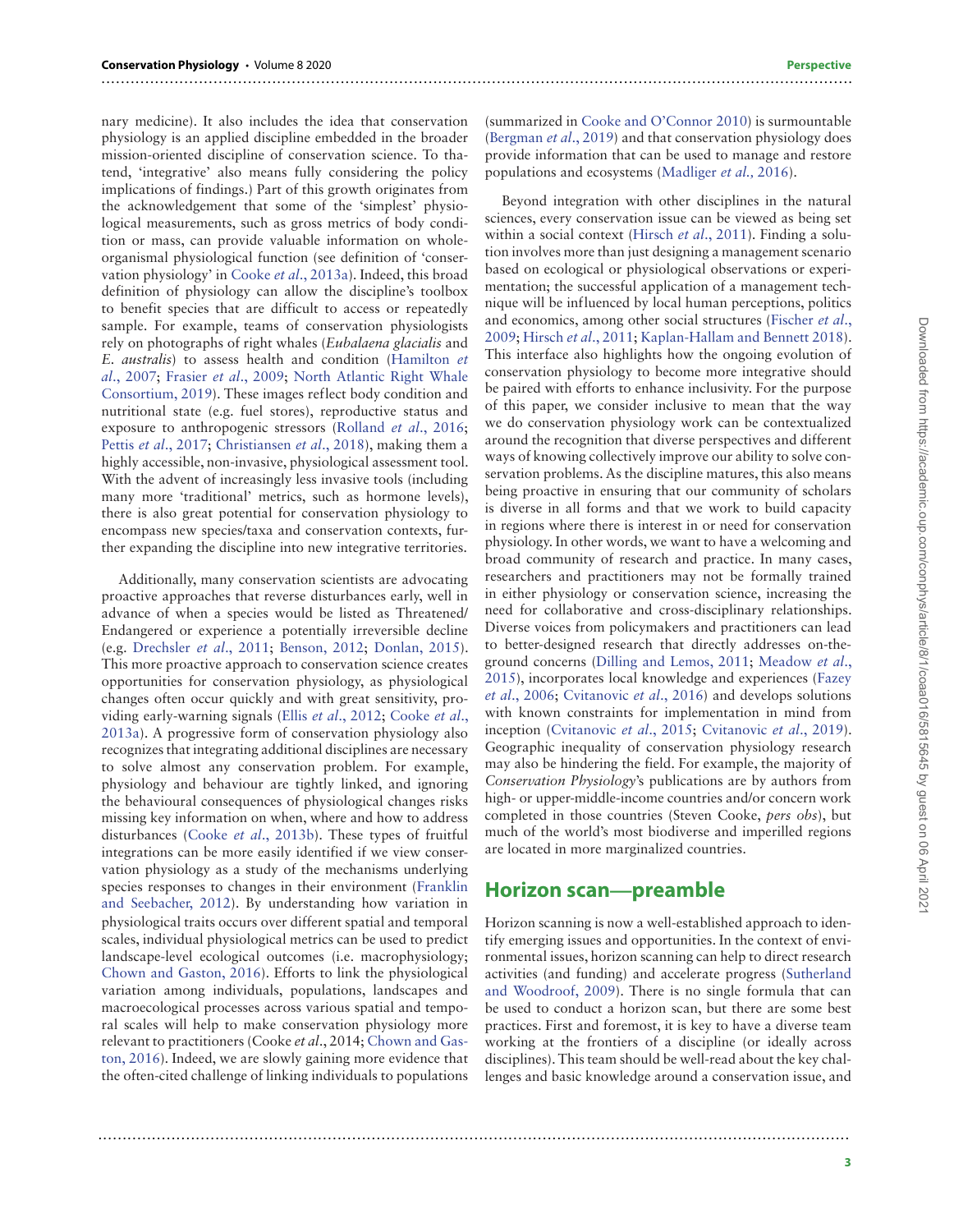nary medicine). It also includes the idea that conservation physiology is an applied discipline embedded in the broader mission-oriented discipline of conservation science. To that end, 'integrative' also means fully considering the policy implications of findings.) Part of this growth originates from the acknowledgement that some of the 'simplest' physiological measurements, such as gross metrics of body condition or mass, can provide valuable information on whole-organismal physiological function (see definition of 'conservation physiology' in Cooke *et al*., 2013a). Indeed, this broad definition of physiology can allow the discipline's toolbox to benefit species that are difficult to access or repeatedly sample. For example, teams of conservation physiologists rely on photographs of right whales (*Eubalaena glacialis* and *E. australis*) to assess health and condition (Hamilton *et al*., 2007; Frasier *et al*., 2009; North Atlantic Right Whale Consortium, 2019). These images reflect body condition and nutritional state (e.g. fuel stores), reproductive status and exposure to anthropogenic stressors (Rolland *et al*., 2016; Pettis *et al*., 2017; Christiansen *et al*., 2018), making them a highly accessible, non-invasive, physiological assessment tool. With the advent of increasingly less invasive tools (including many more 'traditional' metrics, such as hormone levels), there is also great potential for conservation physiology to encompass new species/taxa and conservation contexts, further expanding the discipline into new integrative territories.

Additionally, many conservation scientists are advocating proactive approaches that reverse disturbances early, well in advance of when a species would be listed as Threatened/Endangered or experience a potentially irreversible decline (e.g. Drechsler *et al*., 2011; Benson, 2012; Donlan, 2015). This more proactive approach to conservation science creates opportunities for conservation physiology, as physiological changes often occur quickly and with great sensitivity, providing early-warning signals (Ellis *et al*., 2012; Cooke *et al*., 2013a). A progressive form of conservation physiology also recognizes that integrating additional disciplines are necessary to solve almost any conservation problem. For example, physiology and behaviour are tightly linked, and ignoring the behavioural consequences of physiological changes risks missing key information on when, where and how to address disturbances (Cooke *et al*., 2013b). These types of fruitful integrations can be more easily identified if we view conservation physiology as a study of the mechanisms underlying species responses to changes in their environment (Franklin and Seebacher, 2012). By understanding how variation in physiological traits occurs over different spatial and temporal scales, individual physiological metrics can be used to predict landscape-level ecological outcomes (i.e. macrophysiology; Chown and Gaston, 2016). Efforts to link the physiological variation among individuals, populations, landscapes and macroecological processes across various spatial and temporal scales will help to make conservation physiology more relevant to practitioners (Cooke *et al*., 2014; Chown and Gaston, 2016). Indeed, we are slowly gaining more evidence that the often-cited challenge of linking individuals to populations (summarized in Cooke and O'Connor 2010) is surmountable (Bergman *et al*., 2019) and that conservation physiology does provide information that can be used to manage and restore populations and ecosystems (Madliger *et al.,* 2016).

Beyond integration with other disciplines in the natural sciences, every conservation issue can be viewed as being set within a social context (Hirsch *et al*., 2011). Finding a solution involves more than just designing a management scenario based on ecological or physiological observations or experimentation; the successful application of a management technique will be influenced by local human perceptions, politics and economics, among other social structures (Fischer *et al*., 2009; Hirsch *et al*., 2011; Kaplan-Hallam and Bennett 2018). This interface also highlights how the ongoing evolution of conservation physiology to become more integrative should be paired with efforts to enhance inclusivity. For the purpose of this paper, we consider inclusive to mean that the way we do conservation physiology work can be contextualized around the recognition that diverse perspectives and different ways of knowing collectively improve our ability to solve conservation problems. As the discipline matures, this also means being proactive in ensuring that our community of scholars is diverse in all forms and that we work to build capacity in regions where there is interest in or need for conservation physiology. In other words, we want to have a welcoming and broad community of research and practice. In many cases, researchers and practitioners may not be formally trained in either physiology or conservation science, increasing the need for collaborative and cross-disciplinary relationships. Diverse voices from policymakers and practitioners can lead to better-designed research that directly addresses on-the-ground concerns (Dilling and Lemos, 2011; Meadow *et al*., 2015), incorporates local knowledge and experiences (Fazey *et al*., 2006; Cvitanovic *et al*., 2016) and develops solutions with known constraints for implementation in mind from inception (Cvitanovic *et al*., 2015; Cvitanovic *et al*., 2019). Geographic inequality of conservation physiology research may also be hindering the field. For example, the majority of *Conservation Physiology*'s publications are by authors from high- or upper-middle-income countries and/or concern work completed in those countries (Steven Cooke, *pers obs*), but much of the world's most biodiverse and imperilled regions are located in more marginalized countries.

## Horizon scan—preamble

Horizon scanning is now a well-established approach to identify emerging issues and opportunities. In the context of environmental issues, horizon scanning can help to direct research activities (and funding) and accelerate progress (Sutherland and Woodroof, 2009). There is no single formula that can be used to conduct a horizon scan, but there are some best practices. First and foremost, it is key to have a diverse team working at the frontiers of a discipline (or ideally across disciplines). This team should be well-read about the key challenges and basic knowledge around a conservation issue, and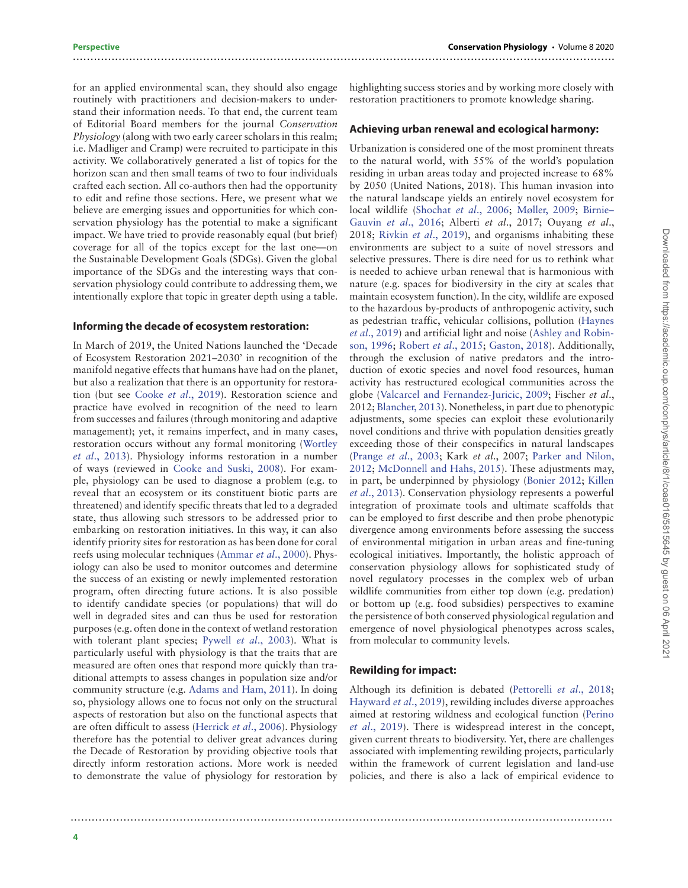for an applied environmental scan, they should also engage routinely with practitioners and decision-makers to understand their information needs. To that end, the current team of Editorial Board members for the journal *Conservation Physiology* (along with two early career scholars in this realm; i.e. Madliger and Cramp) were recruited to participate in this activity. We collaboratively generated a list of topics for the horizon scan and then small teams of two to four individuals crafted each section. All co-authors then had the opportunity to edit and refine those sections. Here, we present what we believe are emerging issues and opportunities for which conservation physiology has the potential to make a significant impact. We have tried to provide reasonably equal (but brief) coverage for all of the topics except for the last one—on the Sustainable Development Goals (SDGs). Given the global importance of the SDGs and the interesting ways that conservation physiology could contribute to addressing them, we intentionally explore that topic in greater depth using a table.

### Informing the decade of ecosystem restoration:

In March of 2019, the United Nations launched the 'Decade of Ecosystem Restoration 2021–2030' in recognition of the manifold negative effects that humans have had on the planet, but also a realization that there is an opportunity for restoration (but see Cooke *et al*., 2019). Restoration science and practice have evolved in recognition of the need to learn from successes and failures (through monitoring and adaptive management); yet, it remains imperfect, and in many cases, restoration occurs without any formal monitoring (Wortley *et al*., 2013). Physiology informs restoration in a number of ways (reviewed in Cooke and Suski, 2008). For example, physiology can be used to diagnose a problem (e.g. to reveal that an ecosystem or its constituent biotic parts are threatened) and identify specific threats that led to a degraded state, thus allowing such stressors to be addressed prior to embarking on restoration initiatives. In this way, it can also identify priority sites for restoration as has been done for coral reefs using molecular techniques (Ammar *et al*., 2000). Physiology can also be used to monitor outcomes and determine the success of an existing or newly implemented restoration program, often directing future actions. It is also possible to identify candidate species (or populations) that will do well in degraded sites and can thus be used for restoration purposes (e.g. often done in the context of wetland restoration with tolerant plant species; Pywell *et al*., 2003). What is particularly useful with physiology is that the traits that are measured are often ones that respond more quickly than traditional attempts to assess changes in population size and/or community structure (e.g. Adams and Ham, 2011). In doing so, physiology allows one to focus not only on the structural aspects of restoration but also on the functional aspects that are often difficult to assess (Herrick *et al*., 2006). Physiology therefore has the potential to deliver great advances during the Decade of Restoration by providing objective tools that directly inform restoration actions. More work is needed to demonstrate the value of physiology for restoration by highlighting success stories and by working more closely with restoration practitioners to promote knowledge sharing.

### Achieving urban renewal and ecological harmony:

Urbanization is considered one of the most prominent threats to the natural world, with 55% of the world's population residing in urban areas today and projected increase to 68% by 2050 (United Nations, 2018). This human invasion into the natural landscape yields an entirely novel ecosystem for local wildlife (Shochat *et al*., 2006; Møller, 2009; Birnie–Gauvin *et al*., 2016; Alberti *et al*., 2017; Ouyang *et al*., 2018; Rivkin *et al*., 2019), and organisms inhabiting these environments are subject to a suite of novel stressors and selective pressures. There is dire need for us to rethink what is needed to achieve urban renewal that is harmonious with nature (e.g. spaces for biodiversity in the city at scales that maintain ecosystem function). In the city, wildlife are exposed to the hazardous by-products of anthropogenic activity, such as pedestrian traffic, vehicular collisions, pollution (Haynes *et al*., 2019) and artificial light and noise (Ashley and Robinson, 1996; Robert *et al*., 2015; Gaston, 2018). Additionally, through the exclusion of native predators and the introduction of exotic species and novel food resources, human activity has restructured ecological communities across the globe (Valcarcel and Fernandez-Juricic, 2009; Fischer *et al*., 2012; Blancher, 2013). Nonetheless, in part due to phenotypic adjustments, some species can exploit these evolutionarily novel conditions and thrive with population densities greatly exceeding those of their conspecifics in natural landscapes (Prange *et al*., 2003; Kark *et al*., 2007; Parker and Nilon, 2012; McDonnell and Hahs, 2015). These adjustments may, in part, be underpinned by physiology (Bonier 2012; Killen *et al*., 2013). Conservation physiology represents a powerful integration of proximate tools and ultimate scaffolds that can be employed to first describe and then probe phenotypic divergence among environments before assessing the success of environmental mitigation in urban areas and fine-tuning ecological initiatives. Importantly, the holistic approach of conservation physiology allows for sophisticated study of novel regulatory processes in the complex web of urban wildlife communities from either top down (e.g. predation) or bottom up (e.g. food subsidies) perspectives to examine the persistence of both conserved physiological regulation and emergence of novel physiological phenotypes across scales, from molecular to community levels.

### Rewilding for impact:

Although its definition is debated (Pettorelli *et al*., 2018; Hayward *et al*., 2019), rewilding includes diverse approaches aimed at restoring wildness and ecological function (Perino *et al*., 2019). There is widespread interest in the concept, given current threats to biodiversity. Yet, there are challenges associated with implementing rewilding projects, particularly within the framework of current legislation and land-use policies, and there is also a lack of empirical evidence to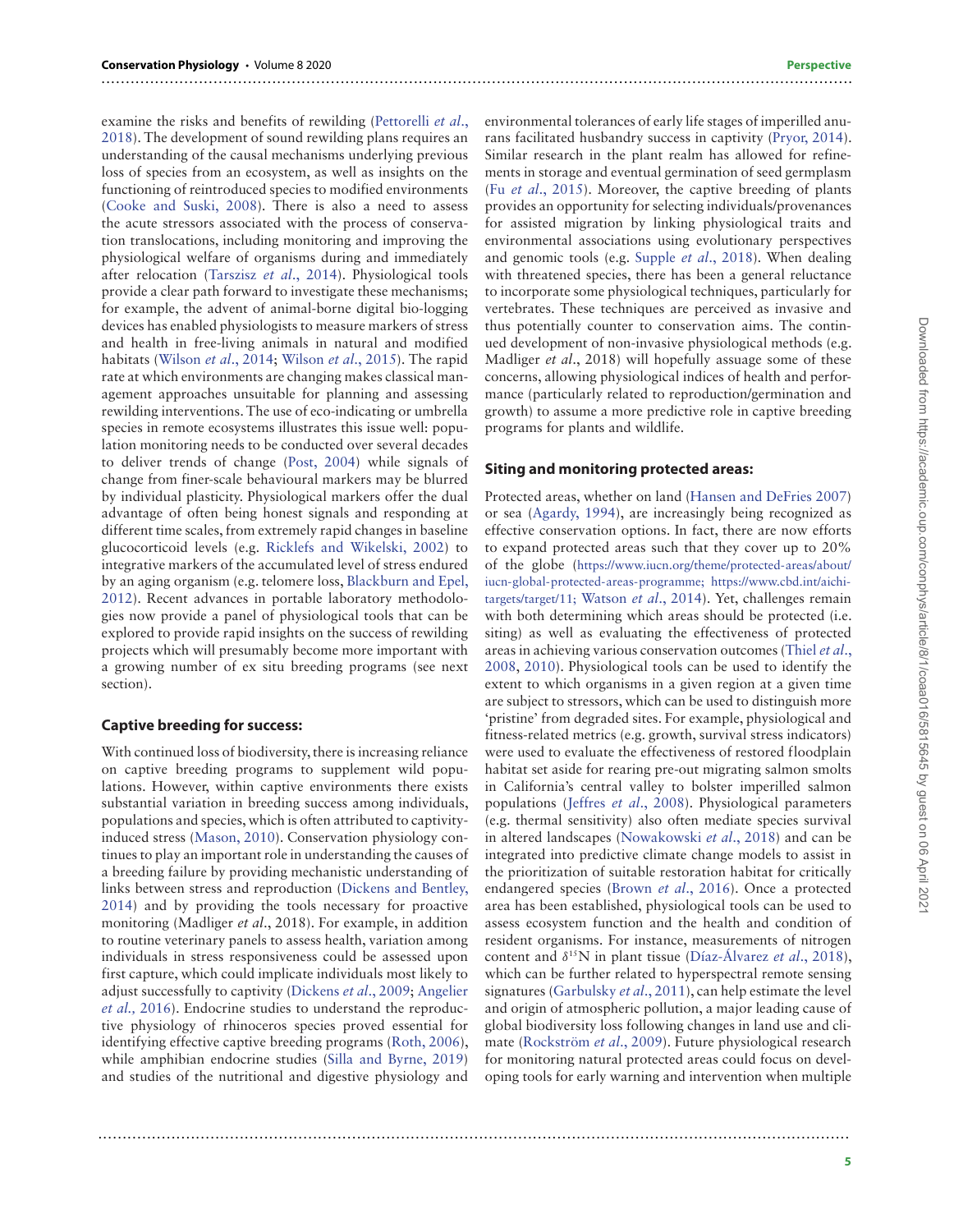examine the risks and benefits of rewilding (Pettorelli *et al.*, 2018). The development of sound rewilding plans requires an understanding of the causal mechanisms underlying previous loss of species from an ecosystem, as well as insights on the functioning of reintroduced species to modified environments (Cooke and Suski, 2008). There is also a need to assess the acute stressors associated with the process of conservation translocations, including monitoring and improving the physiological welfare of organisms during and immediately after relocation (Tarszisz *et al.*, 2014). Physiological tools provide a clear path forward to investigate these mechanisms; for example, the advent of animal-borne digital bio-logging devices has enabled physiologists to measure markers of stress and health in free-living animals in natural and modified habitats (Wilson *et al.*, 2014; Wilson *et al.*, 2015). The rapid rate at which environments are changing makes classical management approaches unsuitable for planning and assessing rewilding interventions. The use of eco-indicating or umbrella species in remote ecosystems illustrates this issue well: population monitoring needs to be conducted over several decades to deliver trends of change (Post, 2004) while signals of change from finer-scale behavioural markers may be blurred by individual plasticity. Physiological markers offer the dual advantage of often being honest signals and responding at different time scales, from extremely rapid changes in baseline glucocorticoid levels (e.g. Ricklefs and Wikelski, 2002) to integrative markers of the accumulated level of stress endured by an aging organism (e.g. telomere loss, Blackburn and Epel, 2012). Recent advances in portable laboratory methodologies now provide a panel of physiological tools that can be explored to provide rapid insights on the success of rewilding projects which will presumably become more important with a growing number of ex situ breeding programs (see next section).

### Captive breeding for success:

With continued loss of biodiversity, there is increasing reliance on captive breeding programs to supplement wild populations. However, within captive environments there exists substantial variation in breeding success among individuals, populations and species, which is often attributed to captivity-induced stress (Mason, 2010). Conservation physiology continues to play an important role in understanding the causes of a breeding failure by providing mechanistic understanding of links between stress and reproduction (Dickens and Bentley, 2014) and by providing the tools necessary for proactive monitoring (Madliger *et al.*, 2018). For example, in addition to routine veterinary panels to assess health, variation among individuals in stress responsiveness could be assessed upon first capture, which could implicate individuals most likely to adjust successfully to captivity (Dickens *et al.*, 2009; Angelier *et al.,* 2016). Endocrine studies to understand the reproductive physiology of rhinoceros species proved essential for identifying effective captive breeding programs (Roth, 2006), while amphibian endocrine studies (Silla and Byrne, 2019) and studies of the nutritional and digestive physiology and environmental tolerances of early life stages of imperilled anurans facilitated husbandry success in captivity (Pryor, 2014). Similar research in the plant realm has allowed for refinements in storage and eventual germination of seed germplasm (Fu *et al.*, 2015). Moreover, the captive breeding of plants provides an opportunity for selecting individuals/provenances for assisted migration by linking physiological traits and environmental associations using evolutionary perspectives and genomic tools (e.g. Supple *et al.*, 2018). When dealing with threatened species, there has been a general reluctance to incorporate some physiological techniques, particularly for vertebrates. These techniques are perceived as invasive and thus potentially counter to conservation aims. The continued development of non-invasive physiological methods (e.g. Madliger *et al.*, 2018) will hopefully assuage some of these concerns, allowing physiological indices of health and performance (particularly related to reproduction/germination and growth) to assume a more predictive role in captive breeding programs for plants and wildlife.

### Siting and monitoring protected areas:

Protected areas, whether on land (Hansen and DeFries 2007) or sea (Agardy, 1994), are increasingly being recognized as effective conservation options. In fact, there are now efforts to expand protected areas such that they cover up to 20% of the globe (https://www.iucn.org/theme/protected-areas/about/iucn-global-protected-areas-programme; https://www.cbd.int/aichi-targets/target/11; Watson *et al.*, 2014). Yet, challenges remain with both determining which areas should be protected (i.e. siting) as well as evaluating the effectiveness of protected areas in achieving various conservation outcomes (Thiel *et al.*, 2008, 2010). Physiological tools can be used to identify the extent to which organisms in a given region at a given time are subject to stressors, which can be used to distinguish more 'pristine' from degraded sites. For example, physiological and fitness-related metrics (e.g. growth, survival stress indicators) were used to evaluate the effectiveness of restored floodplain habitat set aside for rearing pre-out migrating salmon smolts in California's central valley to bolster imperilled salmon populations (Jeffres *et al.*, 2008). Physiological parameters (e.g. thermal sensitivity) also often mediate species survival in altered landscapes (Nowakowski *et al.*, 2018) and can be integrated into predictive climate change models to assist in the prioritization of suitable restoration habitat for critically endangered species (Brown *et al.*, 2016). Once a protected area has been established, physiological tools can be used to assess ecosystem function and the health and condition of resident organisms. For instance, measurements of nitrogen content and $\delta^{15}$N in plant tissue (Díaz-Álvarez *et al.*, 2018), which can be further related to hyperspectral remote sensing signatures (Garbulsky *et al.*, 2011), can help estimate the level and origin of atmospheric pollution, a major leading cause of global biodiversity loss following changes in land use and climate (Rockström *et al.*, 2009). Future physiological research for monitoring natural protected areas could focus on developing tools for early warning and intervention when multiple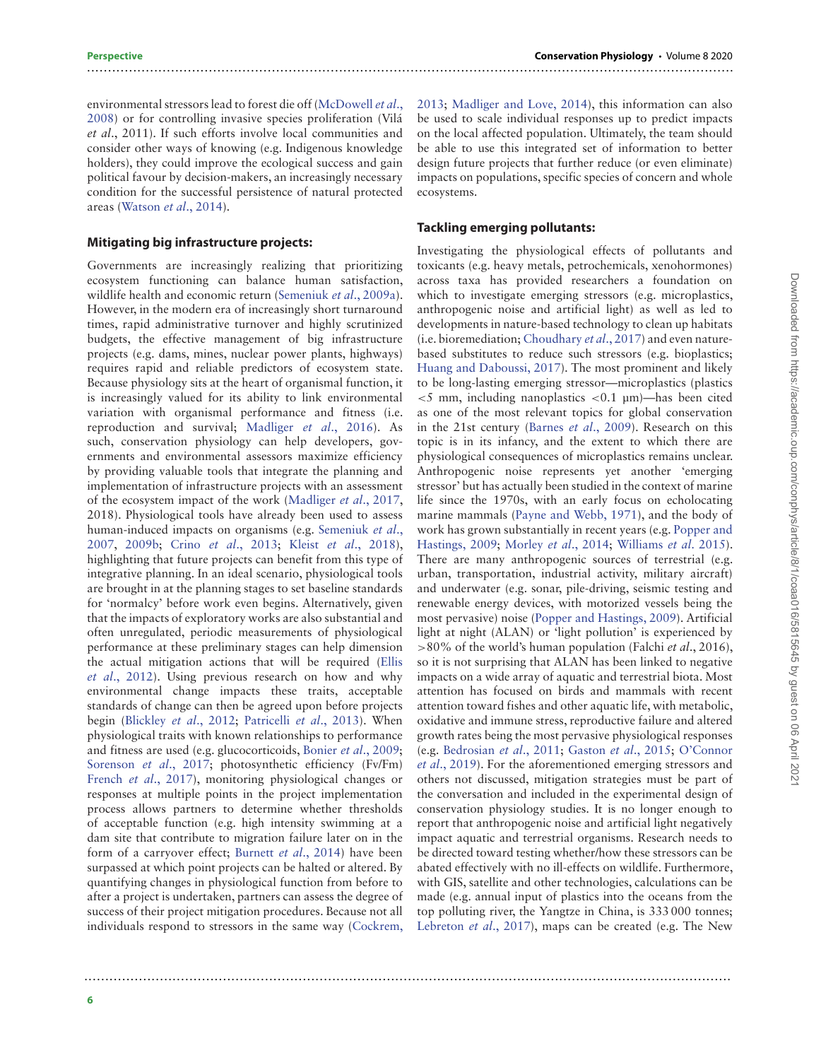environmental stressors lead to forest die off (McDowell *et al*., 2008) or for controlling invasive species proliferation (Vilá *et al*., 2011). If such efforts involve local communities and consider other ways of knowing (e.g. Indigenous knowledge holders), they could improve the ecological success and gain political favour by decision-makers, an increasingly necessary condition for the successful persistence of natural protected areas (Watson *et al*., 2014).

### Mitigating big infrastructure projects:

Governments are increasingly realizing that prioritizing ecosystem functioning can balance human satisfaction, wildlife health and economic return (Semeniuk *et al*., 2009a). However, in the modern era of increasingly short turnaround times, rapid administrative turnover and highly scrutinized budgets, the effective management of big infrastructure projects (e.g. dams, mines, nuclear power plants, highways) requires rapid and reliable predictors of ecosystem state. Because physiology sits at the heart of organismal function, it is increasingly valued for its ability to link environmental variation with organismal performance and fitness (i.e. reproduction and survival; Madliger *et al*., 2016). As such, conservation physiology can help developers, governments and environmental assessors maximize efficiency by providing valuable tools that integrate the planning and implementation of infrastructure projects with an assessment of the ecosystem impact of the work (Madliger *et al*., 2017, 2018). Physiological tools have already been used to assess human-induced impacts on organisms (e.g. Semeniuk *et al*., 2007, 2009b; Crino *et al*., 2013; Kleist *et al*., 2018), highlighting that future projects can benefit from this type of integrative planning. In an ideal scenario, physiological tools are brought in at the planning stages to set baseline standards for 'normalcy' before work even begins. Alternatively, given that the impacts of exploratory works are also substantial and often unregulated, periodic measurements of physiological performance at these preliminary stages can help dimension the actual mitigation actions that will be required (Ellis *et al*., 2012). Using previous research on how and why environmental change impacts these traits, acceptable standards of change can then be agreed upon before projects begin (Blickley *et al*., 2012; Patricelli *et al*., 2013). When physiological traits with known relationships to performance and fitness are used (e.g. glucocorticoids, Bonier *et al*., 2009; Sorenson *et al*., 2017; photosynthetic efficiency (Fv/Fm) French *et al*., 2017), monitoring physiological changes or responses at multiple points in the project implementation process allows partners to determine whether thresholds of acceptable function (e.g. high intensity swimming at a dam site that contribute to migration failure later on in the form of a carryover effect; Burnett *et al*., 2014) have been surpassed at which point projects can be halted or altered. By quantifying changes in physiological function from before to after a project is undertaken, partners can assess the degree of success of their project mitigation procedures. Because not all individuals respond to stressors in the same way (Cockrem, 2013; Madliger and Love, 2014), this information can also be used to scale individual responses up to predict impacts on the local affected population. Ultimately, the team should be able to use this integrated set of information to better design future projects that further reduce (or even eliminate) impacts on populations, specific species of concern and whole ecosystems.

### Tackling emerging pollutants:

Investigating the physiological effects of pollutants and toxicants (e.g. heavy metals, petrochemicals, xenohormones) across taxa has provided researchers a foundation on which to investigate emerging stressors (e.g. microplastics, anthropogenic noise and artificial light) as well as led to developments in nature-based technology to clean up habitats (i.e. bioremediation; Choudhary *et al*., 2017) and even nature-based substitutes to reduce such stressors (e.g. bioplastics; Huang and Daboussi, 2017). The most prominent and likely to be long-lasting emerging stressor—microplastics (plastics $<5$ mm, including nanoplastics $<0.1$ μm)—has been cited as one of the most relevant topics for global conservation in the 21st century (Barnes *et al*., 2009). Research on this topic is in its infancy, and the extent to which there are physiological consequences of microplastics remains unclear. Anthropogenic noise represents yet another 'emerging stressor' but has actually been studied in the context of marine life since the 1970s, with an early focus on echolocating marine mammals (Payne and Webb, 1971), and the body of work has grown substantially in recent years (e.g. Popper and Hastings, 2009; Morley *et al*., 2014; Williams *et al*. 2015). There are many anthropogenic sources of terrestrial (e.g. urban, transportation, industrial activity, military aircraft) and underwater (e.g. sonar, pile-driving, seismic testing and renewable energy devices, with motorized vessels being the most pervasive) noise (Popper and Hastings, 2009). Artificial light at night (ALAN) or 'light pollution' is experienced by $>80\%$ of the world's human population (Falchi *et al*., 2016), so it is not surprising that ALAN has been linked to negative impacts on a wide array of aquatic and terrestrial biota. Most attention has focused on birds and mammals with recent attention toward fishes and other aquatic life, with metabolic, oxidative and immune stress, reproductive failure and altered growth rates being the most pervasive physiological responses (e.g. Bedrosian *et al*., 2011; Gaston *et al*., 2015; O'Connor *et al*., 2019). For the aforementioned emerging stressors and others not discussed, mitigation strategies must be part of the conversation and included in the experimental design of conservation physiology studies. It is no longer enough to report that anthropogenic noise and artificial light negatively impact aquatic and terrestrial organisms. Research needs to be directed toward testing whether/how these stressors can be abated effectively with no ill-effects on wildlife. Furthermore, with GIS, satellite and other technologies, calculations can be made (e.g. annual input of plastics into the oceans from the top polluting river, the Yangtze in China, is 333 000 tonnes; Lebreton *et al*., 2017), maps can be created (e.g. The New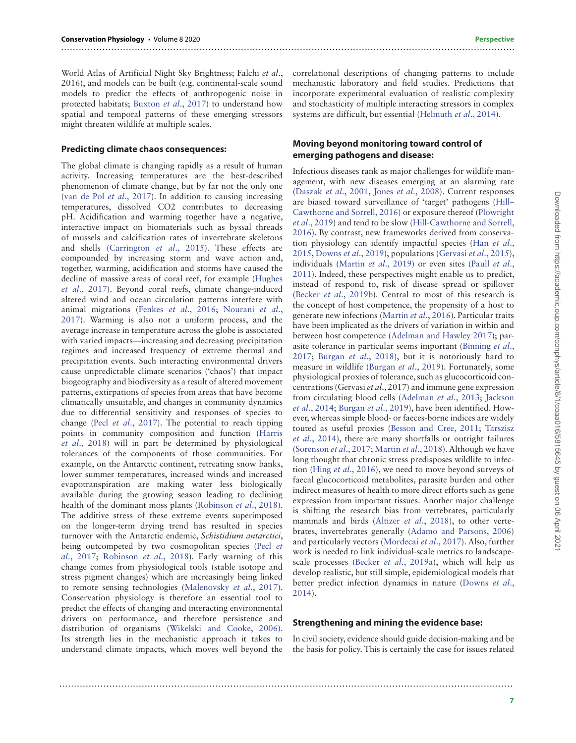World Atlas of Artificial Night Sky Brightness; Falchi *et al*., 2016), and models can be built (e.g. continental-scale sound models to predict the effects of anthropogenic noise in protected habitats; Buxton *et al*., 2017) to understand how spatial and temporal patterns of these emerging stressors might threaten wildlife at multiple scales.

### Predicting climate chaos consequences:

The global climate is changing rapidly as a result of human activity. Increasing temperatures are the best-described phenomenon of climate change, but by far not the only one (van de Pol *et al*., 2017). In addition to causing increasing temperatures, dissolved $CO_2$ contributes to decreasing pH. Acidification and warming together have a negative, interactive impact on biomaterials such as byssal threads of mussels and calcification rates of invertebrate skeletons and shells (Carrington *et al*., 2015). These effects are compounded by increasing storm and wave action and, together, warming, acidification and storms have caused the decline of massive areas of coral reef, for example (Hughes *et al*., 2017). Beyond coral reefs, climate change-induced altered wind and ocean circulation patterns interfere with animal migrations (Fenkes *et al*., 2016; Nourani *et al*., 2017). Warming is also not a uniform process, and the average increase in temperature across the globe is associated with varied impacts—increasing and decreasing precipitation regimes and increased frequency of extreme thermal and precipitation events. Such interacting environmental drivers cause unpredictable climate scenarios ('chaos') that impact biogeography and biodiversity as a result of altered movement patterns, extirpations of species from areas that have become climatically unsuitable, and changes in community dynamics due to differential sensitivity and responses of species to change (Pecl *et al*., 2017). The potential to reach tipping points in community composition and function (Harris *et al*., 2018) will in part be determined by physiological tolerances of the components of those communities. For example, on the Antarctic continent, retreating snow banks, lower summer temperatures, increased winds and increased evapotranspiration are making water less biologically available during the growing season leading to declining health of the dominant moss plants (Robinson *et al*., 2018). The additive stress of these extreme events superimposed on the longer-term drying trend has resulted in species turnover with the Antarctic endemic, *Schistidium antarctici*, being outcompeted by two cosmopolitan species (Pecl *et al*., 2017; Robinson *et al*., 2018). Early warning of this change comes from physiological tools (stable isotope and stress pigment changes) which are increasingly being linked to remote sensing technologies (Malenovsky *et al*., 2017). Conservation physiology is therefore an essential tool to predict the effects of changing and interacting environmental drivers on performance, and therefore persistence and distribution of organisms (Wikelski and Cooke, 2006). Its strength lies in the mechanistic approach it takes to understand climate impacts, which moves well beyond the correlational descriptions of changing patterns to include mechanistic laboratory and field studies. Predictions that incorporate experimental evaluation of realistic complexity and stochasticity of multiple interacting stressors in complex systems are difficult, but essential (Helmuth *et al*., 2014).

### Moving beyond monitoring toward control of emerging pathogens and disease:

Infectious diseases rank as major challenges for wildlife management, with new diseases emerging at an alarming rate (Daszak *et al*., 2001, Jones *et al*., 2008). Current responses are biased toward surveillance of 'target' pathogens (Hill–Cawthorne and Sorrell, 2016) or exposure thereof (Plowright *et al*., 2019) and tend to be slow (Hill-Cawthorne and Sorrell, 2016). By contrast, new frameworks derived from conservation physiology can identify impactful species (Han *et al*., 2015, Downs *et al*., 2019), populations (Gervasi *et al*., 2015), individuals (Martin *et al*., 2019) or even sites (Paull *et al*., 2011). Indeed, these perspectives might enable us to predict, instead of respond to, risk of disease spread or spillover (Becker *et al*., 2019b). Central to most of this research is the concept of host competence, the propensity of a host to generate new infections (Martin *et al*., 2016). Particular traits have been implicated as the drivers of variation in within and between host competence (Adelman and Hawley 2017); parasite tolerance in particular seems important (Binning *et al*., 2017; Burgan *et al*., 2018), but it is notoriously hard to measure in wildlife (Burgan *et al*., 2019). Fortunately, some physiological proxies of tolerance, such as glucocorticoid concentrations (Gervasi *et al*., 2017) and immune gene expression from circulating blood cells (Adelman *et al*., 2013; Jackson *et al*., 2014; Burgan *et al*., 2019), have been identified. However, whereas simple blood- or faeces-borne indices are widely touted as useful proxies (Besson and Cree, 2011; Tarszisz *et al*., 2014), there are many shortfalls or outright failures (Sorenson *et al*., 2017; Martin *et al*., 2018). Although we have long thought that chronic stress predisposes wildlife to infection (Hing *et al*., 2016), we need to move beyond surveys of faecal glucocorticoid metabolites, parasite burden and other indirect measures of health to more direct efforts such as gene expression from important tissues. Another major challenge is shifting the research bias from vertebrates, particularly mammals and birds (Altizer *et al*., 2018), to other vertebrates, invertebrates generally (Adamo and Parsons, 2006) and particularly vectors (Mordecai *et al*., 2017). Also, further work is needed to link individual-scale metrics to landscape-scale processes (Becker *et al*., 2019a), which will help us develop realistic, but still simple, epidemiological models that better predict infection dynamics in nature (Downs *et al*., 2014).

### Strengthening and mining the evidence base:

In civil society, evidence should guide decision-making and be the basis for policy. This is certainly the case for issues related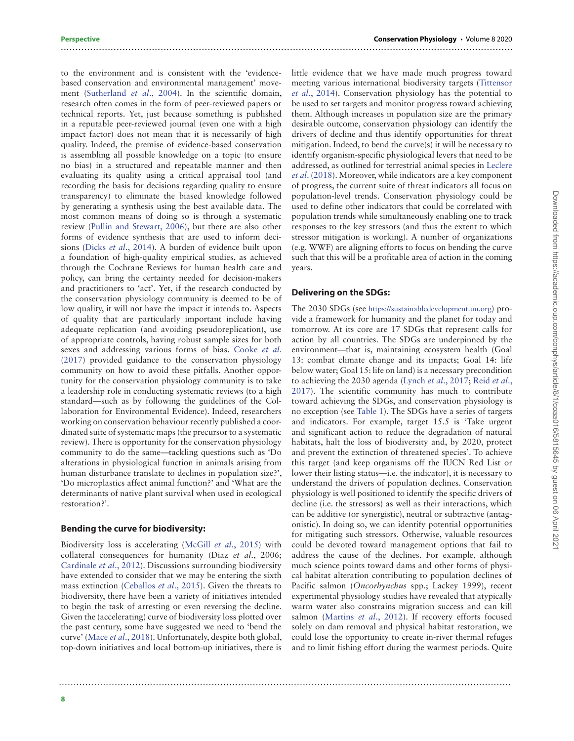to the environment and is consistent with the 'evidence-based conservation and environmental management' movement (Sutherland *et al*., 2004). In the scientific domain, research often comes in the form of peer-reviewed papers or technical reports. Yet, just because something is published in a reputable peer-reviewed journal (even one with a high impact factor) does not mean that it is necessarily of high quality. Indeed, the premise of evidence-based conservation is assembling all possible knowledge on a topic (to ensure no bias) in a structured and repeatable manner and then evaluating its quality using a critical appraisal tool (and recording the basis for decisions regarding quality to ensure transparency) to eliminate the biased knowledge followed by generating a synthesis using the best available data. The most common means of doing so is through a systematic review (Pullin and Stewart, 2006), but there are also other forms of evidence synthesis that are used to inform decisions (Dicks *et al*., 2014). A burden of evidence built upon a foundation of high-quality empirical studies, as achieved through the Cochrane Reviews for human health care and policy, can bring the certainty needed for decision-makers and practitioners to 'act'. Yet, if the research conducted by the conservation physiology community is deemed to be of low quality, it will not have the impact it intends to. Aspects of quality that are particularly important include having adequate replication (and avoiding pseudoreplication), use of appropriate controls, having robust sample sizes for both sexes and addressing various forms of bias. Cooke *et al.* (2017) provided guidance to the conservation physiology community on how to avoid these pitfalls. Another opportunity for the conservation physiology community is to take a leadership role in conducting systematic reviews (to a high standard—such as by following the guidelines of the Collaboration for Environmental Evidence). Indeed, researchers working on conservation behaviour recently published a coordinated suite of systematic maps (the precursor to a systematic review). There is opportunity for the conservation physiology community to do the same—tackling questions such as 'Do alterations in physiological function in animals arising from human disturbance translate to declines in population size?', 'Do microplastics affect animal function?' and 'What are the determinants of native plant survival when used in ecological restoration?'.

### Bending the curve for biodiversity:

Biodiversity loss is accelerating (McGill *et al*., 2015) with collateral consequences for humanity (Diaz *et al*., 2006; Cardinale *et al*., 2012). Discussions surrounding biodiversity have extended to consider that we may be entering the sixth mass extinction (Ceballos *et al*., 2015). Given the threats to biodiversity, there have been a variety of initiatives intended to begin the task of arresting or even reversing the decline. Given the (accelerating) curve of biodiversity loss plotted over the past century, some have suggested we need to 'bend the curve' (Mace *et al*., 2018). Unfortunately, despite both global, top-down initiatives and local bottom-up initiatives, there is little evidence that we have made much progress toward meeting various international biodiversity targets (Tittensor *et al*., 2014). Conservation physiology has the potential to be used to set targets and monitor progress toward achieving them. Although increases in population size are the primary desirable outcome, conservation physiology can identify the drivers of decline and thus identify opportunities for threat mitigation. Indeed, to bend the curve(s) it will be necessary to identify organism-specific physiological levers that need to be addressed, as outlined for terrestrial animal species in Leclere *et al*. (2018). Moreover, while indicators are a key component of progress, the current suite of threat indicators all focus on population-level trends. Conservation physiology could be used to define other indicators that could be correlated with population trends while simultaneously enabling one to track responses to the key stressors (and thus the extent to which stressor mitigation is working). A number of organizations (e.g. WWF) are aligning efforts to focus on bending the curve such that this will be a profitable area of action in the coming years.

### Delivering on the SDGs:

The 2030 SDGs (see https://sustainabledevelopment.un.org) provide a framework for humanity and the planet for today and tomorrow. At its core are 17 SDGs that represent calls for action by all countries. The SDGs are underpinned by the environment—that is, maintaining ecosystem health (Goal 13: combat climate change and its impacts; Goal 14: life below water; Goal 15: life on land) is a necessary precondition to achieving the 2030 agenda (Lynch *et al*., 2017; Reid *et al*., 2017). The scientific community has much to contribute toward achieving the SDGs, and conservation physiology is no exception (see Table 1). The SDGs have a series of targets and indicators. For example, target 15.5 is 'Take urgent and significant action to reduce the degradation of natural habitats, halt the loss of biodiversity and, by 2020, protect and prevent the extinction of threatened species'. To achieve this target (and keep organisms off the IUCN Red List or lower their listing status—i.e. the indicator), it is necessary to understand the drivers of population declines. Conservation physiology is well positioned to identify the specific drivers of decline (i.e. the stressors) as well as their interactions, which can be additive (or synergistic), neutral or subtractive (antagonistic). In doing so, we can identify potential opportunities for mitigating such stressors. Otherwise, valuable resources could be devoted toward management options that fail to address the cause of the declines. For example, although much science points toward dams and other forms of physical habitat alteration contributing to population declines of Pacific salmon (*Oncorhynchus* spp.; Lackey 1999), recent experimental physiology studies have revealed that atypically warm water also constrains migration success and can kill salmon (Martins *et al*., 2012). If recovery efforts focused solely on dam removal and physical habitat restoration, we could lose the opportunity to create in-river thermal refuges and to limit fishing effort during the warmest periods. Quite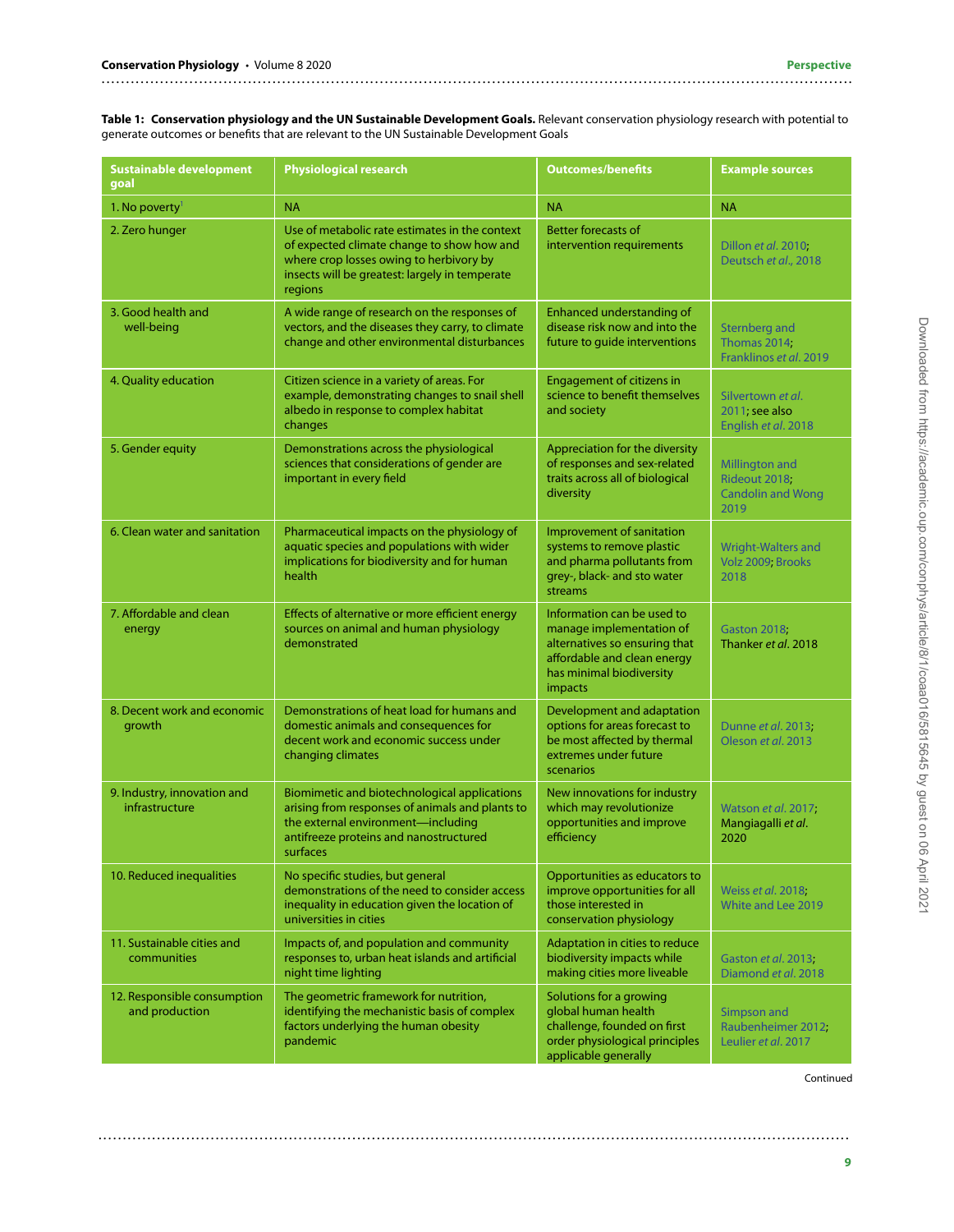**Table 1: Conservation physiology and the UN Sustainable Development Goals.** Relevant conservation physiology research with potential to generate outcomes or benefits that are relevant to the UN Sustainable Development Goals

| Sustainable development goal | Physiological research | Outcomes/benefits | Example sources |
|---|---|---|---|
| 1. No poverty[1] | NA | NA | NA |
| 2. Zero hunger | Use of metabolic rate estimates in the context of expected climate change to show how and where crop losses owing to herbivory by insects will be greatest: largely in temperate regions | Better forecasts of intervention requirements | Dillon *et al*. 2010; Deutsch *et al*., 2018 |
| 3. Good health and well-being | A wide range of research on the responses of vectors, and the diseases they carry, to climate change and other environmental disturbances | Enhanced understanding of disease risk now and into the future to guide interventions | Sternberg and Thomas 2014; Franklinos *et al*. 2019 |
| 4. Quality education | Citizen science in a variety of areas. For example, demonstrating changes to snail shell albedo in response to complex habitat changes | Engagement of citizens in science to benefit themselves and society | Silvertown *et al*. 2011; see also English *et al*. 2018 |
| 5. Gender equity | Demonstrations across the physiological sciences that considerations of gender are important in every field | Appreciation for the diversity of responses and sex-related traits across all of biological diversity | Millington and Rideout 2018; Candolin and Wong 2019 |
| 6. Clean water and sanitation | Pharmaceutical impacts on the physiology of aquatic species and populations with wider implications for biodiversity and for human health | Improvement of sanitation systems to remove plastic and pharma pollutants from grey-, black- and sto water streams | Wright-Walters and Volz 2009; Brooks 2018 |
| 7. Affordable and clean energy | Effects of alternative or more efficient energy sources on animal and human physiology demonstrated | Information can be used to manage implementation of alternatives so ensuring that affordable and clean energy has minimal biodiversity impacts | Gaston 2018; Thanker *et al*. 2018 |
| 8. Decent work and economic growth | Demonstrations of heat load for humans and domestic animals and consequences for decent work and economic success under changing climates | Development and adaptation options for areas forecast to be most affected by thermal extremes under future scenarios | Dunne *et al*. 2013; Oleson *et al*. 2013 |
| 9. Industry, innovation and infrastructure | Biomimetic and biotechnological applications arising from responses of animals and plants to the external environment—including antifreeze proteins and nanostructured surfaces | New innovations for industry which may revolutionize opportunities and improve efficiency | Watson *et al*. 2017; Mangiagalli *et al*. 2020 |
| 10. Reduced inequalities | No specific studies, but general demonstrations of the need to consider access inequality in education given the location of universities in cities | Opportunities as educators to improve opportunities for all those interested in conservation physiology | Weiss *et al*. 2018; White and Lee 2019 |
| 11. Sustainable cities and communities | Impacts of, and population and community responses to, urban heat islands and artificial night time lighting | Adaptation in cities to reduce biodiversity impacts while making cities more liveable | Gaston *et al*. 2013; Diamond *et al*. 2018 |
| 12. Responsible consumption and production | The geometric framework for nutrition, identifying the mechanistic basis of complex factors underlying the human obesity pandemic | Solutions for a growing global human health challenge, founded on first order physiological principles applicable generally | Simpson and Raubenheimer 2012; Leulier *et al*. 2017 |

Continued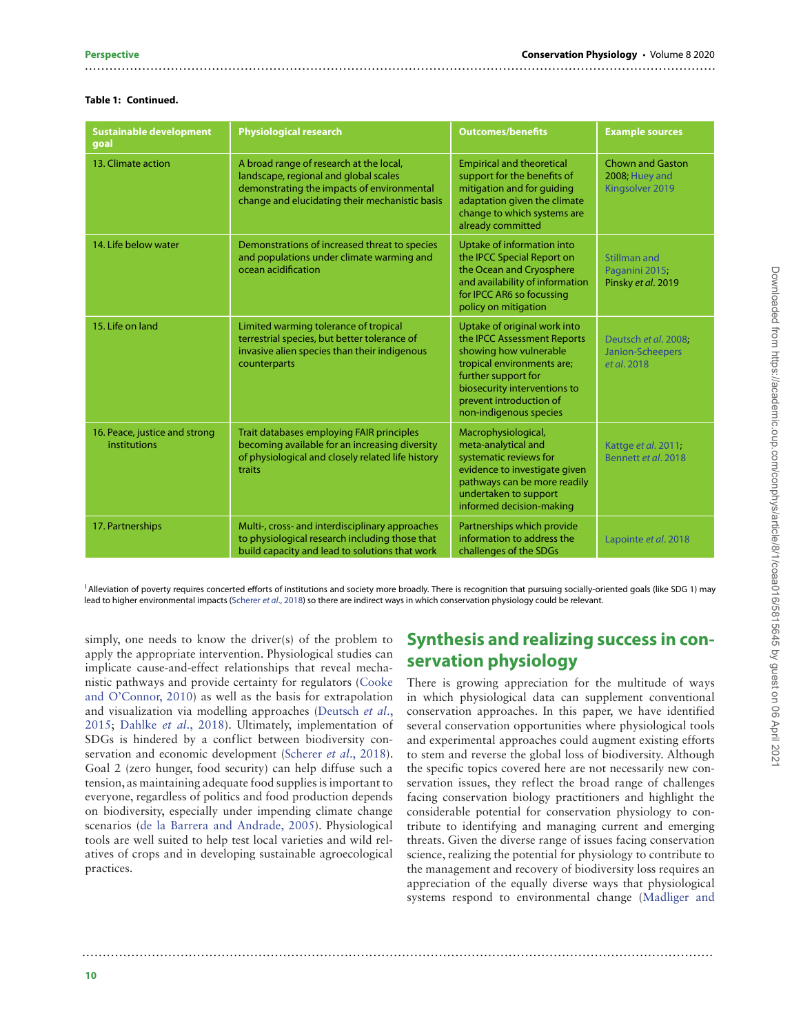**Table 1: Continued.**

| Sustainable development goal | Physiological research | Outcomes/benefits | Example sources |
|---|---|---|---|
| 13. Climate action | A broad range of research at the local, landscape, regional and global scales demonstrating the impacts of environmental change and elucidating their mechanistic basis | Empirical and theoretical support for the benefits of mitigation and for guiding adaptation given the climate change to which systems are already committed | Chown and Gaston 2008; Huey and Kingsolver 2019 |
| 14. Life below water | Demonstrations of increased threat to species and populations under climate warming and ocean acidification | Uptake of information into the IPCC Special Report on the Ocean and Cryosphere and availability of information for IPCC AR6 so focussing policy on mitigation | Stillman and Paganini 2015; Pinsky *et al*. 2019 |
| 15. Life on land | Limited warming tolerance of tropical terrestrial species, but better tolerance of invasive alien species than their indigenous counterparts | Uptake of original work into the IPCC Assessment Reports showing how vulnerable tropical environments are; further support for biosecurity interventions to prevent introduction of non-indigenous species | Deutsch *et al*. 2008; Janion-Scheepers *et al*. 2018 |
| 16. Peace, justice and strong institutions | Trait databases employing FAIR principles becoming available for an increasing diversity of physiological and closely related life history traits | Macrophysiological, meta-analytical and systematic reviews for evidence to investigate given pathways can be more readily undertaken to support informed decision-making | Kattge *et al*. 2011; Bennett *et al*. 2018 |
| 17. Partnerships | Multi-, cross- and interdisciplinary approaches to physiological research including those that build capacity and lead to solutions that work | Partnerships which provide information to address the challenges of the SDGs | Lapointe *et al*. 2018 |

[1] Alleviation of poverty requires concerted efforts of institutions and society more broadly. There is recognition that pursuing socially-oriented goals (like SDG 1) may lead to higher environmental impacts (Scherer *et al*., 2018) so there are indirect ways in which conservation physiology could be relevant.

simply, one needs to know the driver(s) of the problem to apply the appropriate intervention. Physiological studies can implicate cause-and-effect relationships that reveal mechanistic pathways and provide certainty for regulators (Cooke and O'Connor, 2010) as well as the basis for extrapolation and visualization via modelling approaches (Deutsch *et al*., 2015; Dahlke *et al*., 2018). Ultimately, implementation of SDGs is hindered by a conflict between biodiversity conservation and economic development (Scherer *et al*., 2018). Goal 2 (zero hunger, food security) can help diffuse such a tension, as maintaining adequate food supplies is important to everyone, regardless of politics and food production depends on biodiversity, especially under impending climate change scenarios (de la Barrera and Andrade, 2005). Physiological tools are well suited to help test local varieties and wild relatives of crops and in developing sustainable agroecological practices.

## Synthesis and realizing success in conservation physiology

There is growing appreciation for the multitude of ways in which physiological data can supplement conventional conservation approaches. In this paper, we have identified several conservation opportunities where physiological tools and experimental approaches could augment existing efforts to stem and reverse the global loss of biodiversity. Although the specific topics covered here are not necessarily new conservation issues, they reflect the broad range of challenges facing conservation biology practitioners and highlight the considerable potential for conservation physiology to contribute to identifying and managing current and emerging threats. Given the diverse range of issues facing conservation science, realizing the potential for physiology to contribute to the management and recovery of biodiversity loss requires an appreciation of the equally diverse ways that physiological systems respond to environmental change (Madliger and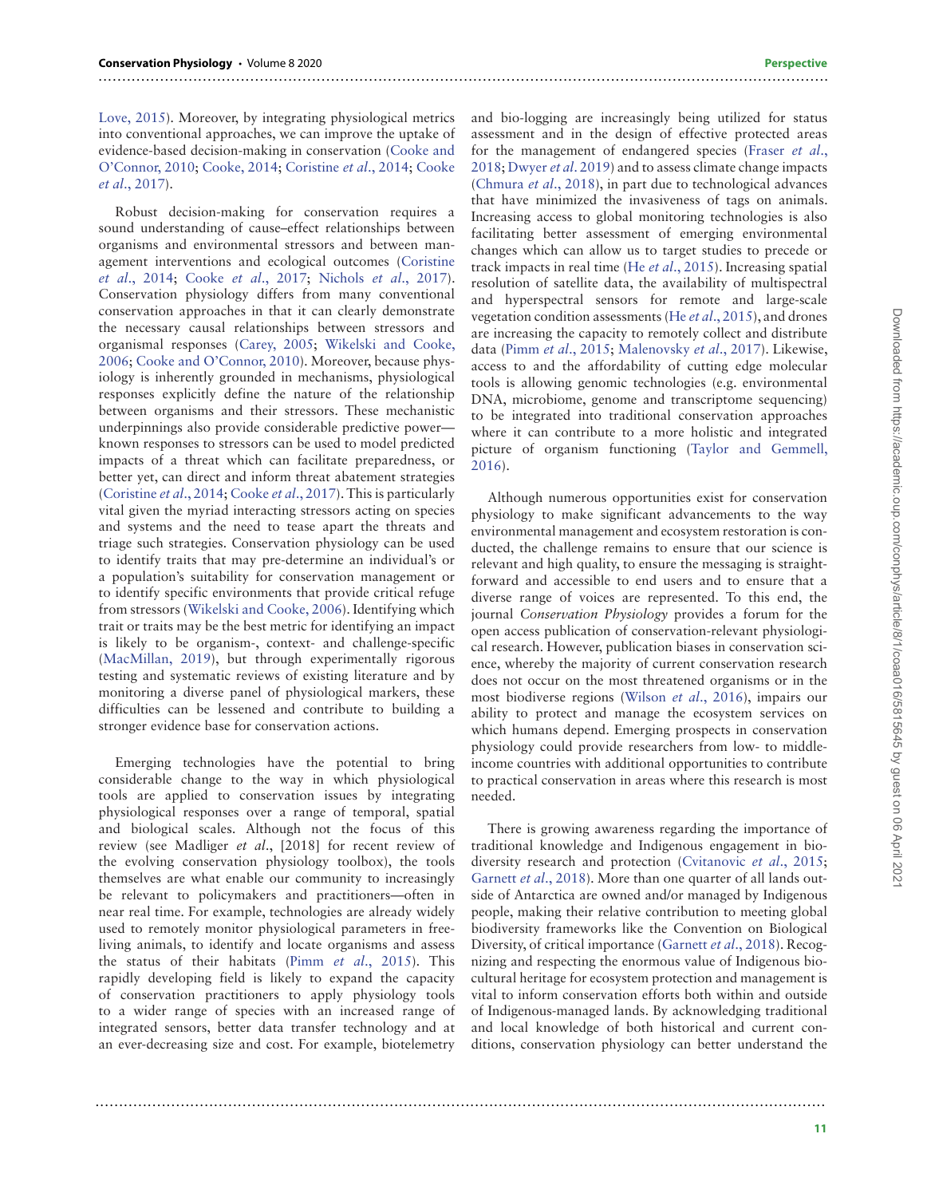Love, 2015). Moreover, by integrating physiological metrics into conventional approaches, we can improve the uptake of evidence-based decision-making in conservation (Cooke and O'Connor, 2010; Cooke, 2014; Coristine *et al.*, 2014; Cooke *et al.*, 2017).

Robust decision-making for conservation requires a sound understanding of cause–effect relationships between organisms and environmental stressors and between management interventions and ecological outcomes (Coristine *et al.*, 2014; Cooke *et al.*, 2017; Nichols *et al.*, 2017). Conservation physiology differs from many conventional conservation approaches in that it can clearly demonstrate the necessary causal relationships between stressors and organismal responses (Carey, 2005; Wikelski and Cooke, 2006; Cooke and O'Connor, 2010). Moreover, because physiology is inherently grounded in mechanisms, physiological responses explicitly define the nature of the relationship between organisms and their stressors. These mechanistic underpinnings also provide considerable predictive power—known responses to stressors can be used to model predicted impacts of a threat which can facilitate preparedness, or better yet, can direct and inform threat abatement strategies (Coristine *et al.*, 2014; Cooke *et al.*, 2017). This is particularly vital given the myriad interacting stressors acting on species and systems and the need to tease apart the threats and triage such strategies. Conservation physiology can be used to identify traits that may pre-determine an individual's or a population's suitability for conservation management or to identify specific environments that provide critical refuge from stressors (Wikelski and Cooke, 2006). Identifying which trait or traits may be the best metric for identifying an impact is likely to be organism-, context- and challenge-specific (MacMillan, 2019), but through experimentally rigorous testing and systematic reviews of existing literature and by monitoring a diverse panel of physiological markers, these difficulties can be lessened and contribute to building a stronger evidence base for conservation actions.

Emerging technologies have the potential to bring considerable change to the way in which physiological tools are applied to conservation issues by integrating physiological responses over a range of temporal, spatial and biological scales. Although not the focus of this review (see Madliger *et al.*, [2018] for recent review of the evolving conservation physiology toolbox), the tools themselves are what enable our community to increasingly be relevant to policymakers and practitioners—often in near real time. For example, technologies are already widely used to remotely monitor physiological parameters in free-living animals, to identify and locate organisms and assess the status of their habitats (Pimm *et al.*, 2015). This rapidly developing field is likely to expand the capacity of conservation practitioners to apply physiology tools to a wider range of species with an increased range of integrated sensors, better data transfer technology and at an ever-decreasing size and cost. For example, biotelemetry and bio-logging are increasingly being utilized for status assessment and in the design of effective protected areas for the management of endangered species (Fraser *et al.*, 2018; Dwyer *et al.* 2019) and to assess climate change impacts (Chmura *et al.*, 2018), in part due to technological advances that have minimized the invasiveness of tags on animals. Increasing access to global monitoring technologies is also facilitating better assessment of emerging environmental changes which can allow us to target studies to precede or track impacts in real time (He *et al.*, 2015). Increasing spatial resolution of satellite data, the availability of multispectral and hyperspectral sensors for remote and large-scale vegetation condition assessments (He *et al.*, 2015), and drones are increasing the capacity to remotely collect and distribute data (Pimm *et al.*, 2015; Malenovsky *et al.*, 2017). Likewise, access to and the affordability of cutting edge molecular tools is allowing genomic technologies (e.g. environmental DNA, microbiome, genome and transcriptome sequencing) to be integrated into traditional conservation approaches where it can contribute to a more holistic and integrated picture of organism functioning (Taylor and Gemmell, 2016).

Although numerous opportunities exist for conservation physiology to make significant advancements to the way environmental management and ecosystem restoration is conducted, the challenge remains to ensure that our science is relevant and high quality, to ensure the messaging is straightforward and accessible to end users and to ensure that a diverse range of voices are represented. To this end, the journal *Conservation Physiology* provides a forum for the open access publication of conservation-relevant physiological research. However, publication biases in conservation science, whereby the majority of current conservation research does not occur on the most threatened organisms or in the most biodiverse regions (Wilson *et al.*, 2016), impairs our ability to protect and manage the ecosystem services on which humans depend. Emerging prospects in conservation physiology could provide researchers from low- to middle-income countries with additional opportunities to contribute to practical conservation in areas where this research is most needed.

There is growing awareness regarding the importance of traditional knowledge and Indigenous engagement in biodiversity research and protection (Cvitanovic *et al.*, 2015; Garnett *et al.*, 2018). More than one quarter of all lands outside of Antarctica are owned and/or managed by Indigenous people, making their relative contribution to meeting global biodiversity frameworks like the Convention on Biological Diversity, of critical importance (Garnett *et al.*, 2018). Recognizing and respecting the enormous value of Indigenous biocultural heritage for ecosystem protection and management is vital to inform conservation efforts both within and outside of Indigenous-managed lands. By acknowledging traditional and local knowledge of both historical and current conditions, conservation physiology can better understand the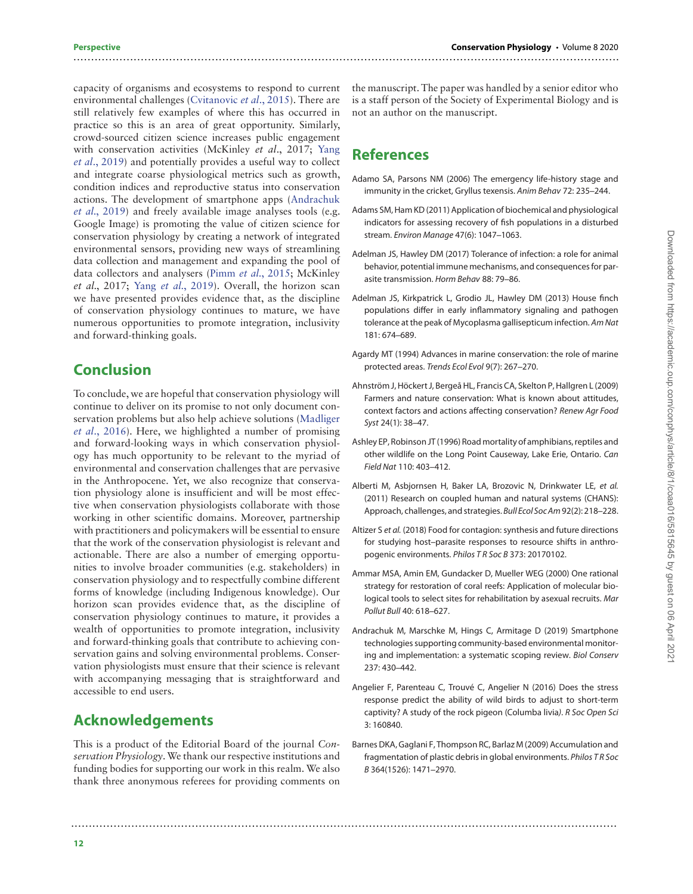capacity of organisms and ecosystems to respond to current environmental challenges (Cvitanovic *et al*., 2015). There are still relatively few examples of where this has occurred in practice so this is an area of great opportunity. Similarly, crowd-sourced citizen science increases public engagement with conservation activities (McKinley *et al*., 2017; Yang *et al*., 2019) and potentially provides a useful way to collect and integrate coarse physiological metrics such as growth, condition indices and reproductive status into conservation actions. The development of smartphone apps (Andrachuk *et al*., 2019) and freely available image analyses tools (e.g. Google Image) is promoting the value of citizen science for conservation physiology by creating a network of integrated environmental sensors, providing new ways of streamlining data collection and management and expanding the pool of data collectors and analysers (Pimm *et al*., 2015; McKinley *et al*., 2017; Yang *et al*., 2019). Overall, the horizon scan we have presented provides evidence that, as the discipline of conservation physiology continues to mature, we have numerous opportunities to promote integration, inclusivity and forward-thinking goals.

## Conclusion

To conclude, we are hopeful that conservation physiology will continue to deliver on its promise to not only document conservation problems but also help achieve solutions (Madliger *et al*., 2016). Here, we highlighted a number of promising and forward-looking ways in which conservation physiology has much opportunity to be relevant to the myriad of environmental and conservation challenges that are pervasive in the Anthropocene. Yet, we also recognize that conservation physiology alone is insufficient and will be most effective when conservation physiologists collaborate with those working in other scientific domains. Moreover, partnership with practitioners and policymakers will be essential to ensure that the work of the conservation physiologist is relevant and actionable. There are also a number of emerging opportunities to involve broader communities (e.g. stakeholders) in conservation physiology and to respectfully combine different forms of knowledge (including Indigenous knowledge). Our horizon scan provides evidence that, as the discipline of conservation physiology continues to mature, it provides a wealth of opportunities to promote integration, inclusivity and forward-thinking goals that contribute to achieving conservation gains and solving environmental problems. Conservation physiologists must ensure that their science is relevant with accompanying messaging that is straightforward and accessible to end users.

## Acknowledgements

This is a product of the Editorial Board of the journal *Conservation Physiology*. We thank our respective institutions and funding bodies for supporting our work in this realm. We also thank three anonymous referees for providing comments on the manuscript. The paper was handled by a senior editor who is a staff person of the Society of Experimental Biology and is not an author on the manuscript.

## References

Adamo SA, Parsons NM (2006) The emergency life-history stage and immunity in the cricket, Gryllus texensis. *Anim Behav* 72: 235–244.

Adams SM, Ham KD (2011) Application of biochemical and physiological indicators for assessing recovery of fish populations in a disturbed stream. *Environ Manage* 47(6): 1047–1063.

Adelman JS, Hawley DM (2017) Tolerance of infection: a role for animal behavior, potential immune mechanisms, and consequences for parasite transmission. *Horm Behav* 88: 79–86.

Adelman JS, Kirkpatrick L, Grodio JL, Hawley DM (2013) House finch populations differ in early inflammatory signaling and pathogen tolerance at the peak of Mycoplasma gallisepticum infection. *Am Nat* 181: 674–689.

Agardy MT (1994) Advances in marine conservation: the role of marine protected areas. *Trends Ecol Evol* 9(7): 267–270.

Ahnström J, Höckert J, Bergeå HL, Francis CA, Skelton P, Hallgren L (2009) Farmers and nature conservation: What is known about attitudes, context factors and actions affecting conservation? *Renew Agr Food Syst* 24(1): 38–47.

Ashley EP, Robinson JT (1996) Road mortality of amphibians, reptiles and other wildlife on the Long Point Causeway, Lake Erie, Ontario. *Can Field Nat* 110: 403–412.

Alberti M, Asbjornsen H, Baker LA, Brozovic N, Drinkwater LE, *et al.* (2011) Research on coupled human and natural systems (CHANS): Approach, challenges, and strategies. *Bull Ecol Soc Am* 92(2): 218–228.

Altizer S *et al.* (2018) Food for contagion: synthesis and future directions for studying host–parasite responses to resource shifts in anthropogenic environments. *Philos T R Soc B* 373: 20170102.

Ammar MSA, Amin EM, Gundacker D, Mueller WEG (2000) One rational strategy for restoration of coral reefs: Application of molecular biological tools to select sites for rehabilitation by asexual recruits. *Mar Pollut Bull* 40: 618–627.

Andrachuk M, Marschke M, Hings C, Armitage D (2019) Smartphone technologies supporting community-based environmental monitoring and implementation: a systematic scoping review. *Biol Conserv* 237: 430–442.

Angelier F, Parenteau C, Trouvé C, Angelier N (2016) Does the stress response predict the ability of wild birds to adjust to short-term captivity? A study of the rock pigeon (Columba livia). *R Soc Open Sci* 3: 160840.

Barnes DKA, Gaglani F, Thompson RC, Barlaz M (2009) Accumulation and fragmentation of plastic debris in global environments. *Philos T R Soc B* 364(1526): 1471–2970.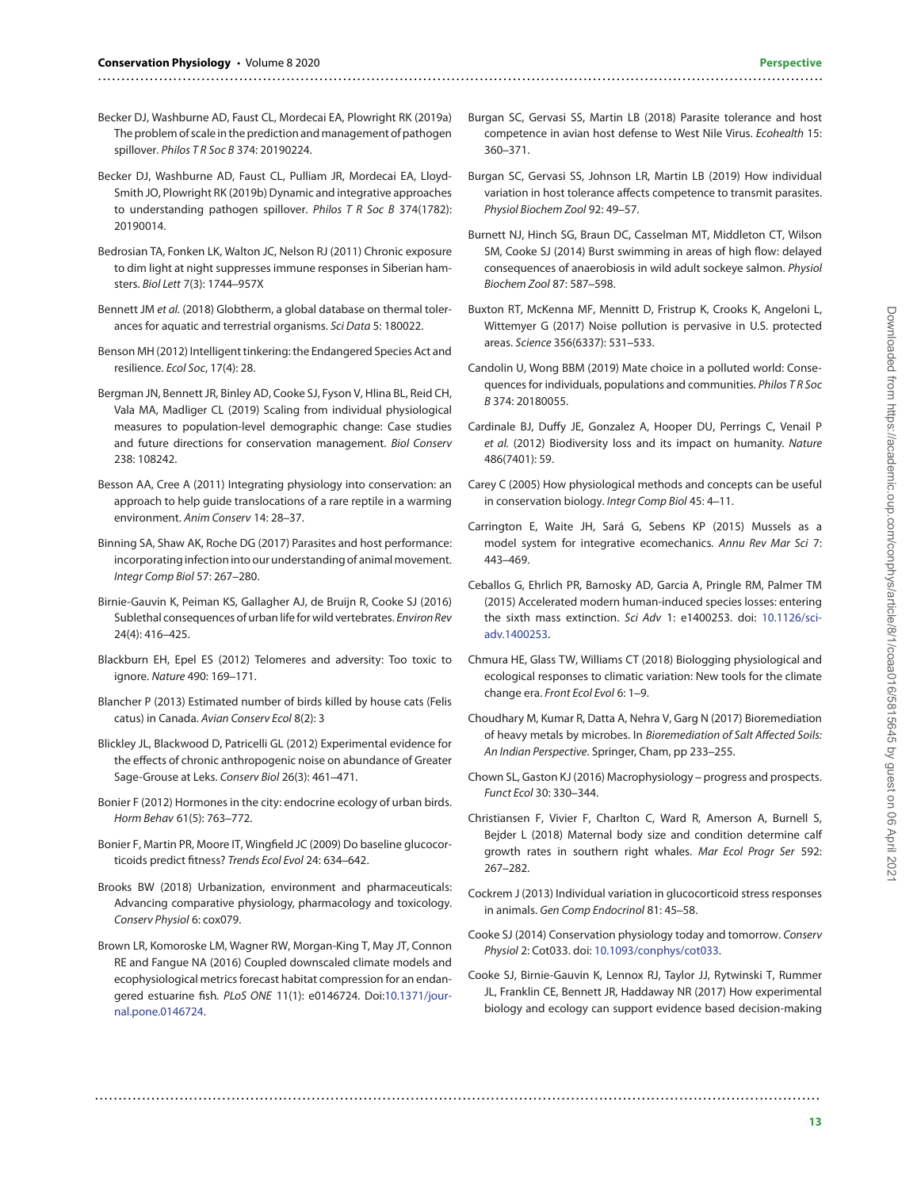Becker DJ, Washburne AD, Faust CL, Mordecai EA, Plowright RK (2019a) The problem of scale in the prediction and management of pathogen spillover. *Philos T R Soc B* 374: 20190224.

Becker DJ, Washburne AD, Faust CL, Pulliam JR, Mordecai EA, Lloyd-Smith JO, Plowright RK (2019b) Dynamic and integrative approaches to understanding pathogen spillover. *Philos T R Soc B* 374(1782): 20190014.

Bedrosian TA, Fonken LK, Walton JC, Nelson RJ (2011) Chronic exposure to dim light at night suppresses immune responses in Siberian hamsters. *Biol Lett* 7(3): 1744–957X

Bennett JM *et al.* (2018) Globtherm, a global database on thermal tolerances for aquatic and terrestrial organisms. *Sci Data* 5: 180022.

Benson MH (2012) Intelligent tinkering: the Endangered Species Act and resilience. *Ecol Soc*, 17(4): 28.

Bergman JN, Bennett JR, Binley AD, Cooke SJ, Fyson V, Hlina BL, Reid CH, Vala MA, Madliger CL (2019) Scaling from individual physiological measures to population-level demographic change: Case studies and future directions for conservation management. *Biol Conserv* 238: 108242.

Besson AA, Cree A (2011) Integrating physiology into conservation: an approach to help guide translocations of a rare reptile in a warming environment. *Anim Conserv* 14: 28–37.

Binning SA, Shaw AK, Roche DG (2017) Parasites and host performance: incorporating infection into our understanding of animal movement. *Integr Comp Biol* 57: 267–280.

Birnie-Gauvin K, Peiman KS, Gallagher AJ, de Bruijn R, Cooke SJ (2016) Sublethal consequences of urban life for wild vertebrates. *Environ Rev* 24(4): 416–425.

Blackburn EH, Epel ES (2012) Telomeres and adversity: Too toxic to ignore. *Nature* 490: 169–171.

Blancher P (2013) Estimated number of birds killed by house cats (Felis catus) in Canada. *Avian Conserv Ecol* 8(2): 3

Blickley JL, Blackwood D, Patricelli GL (2012) Experimental evidence for the effects of chronic anthropogenic noise on abundance of Greater Sage-Grouse at Leks. *Conserv Biol* 26(3): 461–471.

Bonier F (2012) Hormones in the city: endocrine ecology of urban birds. *Horm Behav* 61(5): 763–772.

Bonier F, Martin PR, Moore IT, Wingfield JC (2009) Do baseline glucocorticoids predict fitness? *Trends Ecol Evol* 24: 634–642.

Brooks BW (2018) Urbanization, environment and pharmaceuticals: Advancing comparative physiology, pharmacology and toxicology. *Conserv Physiol* 6: cox079.

Brown LR, Komoroske LM, Wagner RW, Morgan-King T, May JT, Connon RE and Fangue NA (2016) Coupled downscaled climate models and ecophysiological metrics forecast habitat compression for an endangered estuarine fish. *PLoS ONE* 11(1): e0146724. Doi:10.1371/journal.pone.0146724.

Burgan SC, Gervasi SS, Martin LB (2018) Parasite tolerance and host competence in avian host defense to West Nile Virus. *Ecohealth* 15: 360–371.

Burgan SC, Gervasi SS, Johnson LR, Martin LB (2019) How individual variation in host tolerance affects competence to transmit parasites. *Physiol Biochem Zool* 92: 49–57.

Burnett NJ, Hinch SG, Braun DC, Casselman MT, Middleton CT, Wilson SM, Cooke SJ (2014) Burst swimming in areas of high flow: delayed consequences of anaerobiosis in wild adult sockeye salmon. *Physiol Biochem Zool* 87: 587–598.

Buxton RT, McKenna MF, Mennitt D, Fristrup K, Crooks K, Angeloni L, Wittemyer G (2017) Noise pollution is pervasive in U.S. protected areas. *Science* 356(6337): 531–533.

Candolin U, Wong BBM (2019) Mate choice in a polluted world: Consequences for individuals, populations and communities. *Philos T R Soc B* 374: 20180055.

Cardinale BJ, Duffy JE, Gonzalez A, Hooper DU, Perrings C, Venail P *et al.* (2012) Biodiversity loss and its impact on humanity. *Nature* 486(7401): 59.

Carey C (2005) How physiological methods and concepts can be useful in conservation biology. *Integr Comp Biol* 45: 4–11.

Carrington E, Waite JH, Sará G, Sebens KP (2015) Mussels as a model system for integrative ecomechanics. *Annu Rev Mar Sci* 7: 443–469.

Ceballos G, Ehrlich PR, Barnosky AD, Garcia A, Pringle RM, Palmer TM (2015) Accelerated modern human-induced species losses: entering the sixth mass extinction. *Sci Adv* 1: e1400253. doi: 10.1126/sciadv.1400253.

Chmura HE, Glass TW, Williams CT (2018) Biologging physiological and ecological responses to climatic variation: New tools for the climate change era. *Front Ecol Evol* 6: 1–9.

Choudhary M, Kumar R, Datta A, Nehra V, Garg N (2017) Bioremediation of heavy metals by microbes. In *Bioremediation of Salt Affected Soils: An Indian Perspective*. Springer, Cham, pp 233–255.

Chown SL, Gaston KJ (2016) Macrophysiology – progress and prospects. *Funct Ecol* 30: 330–344.

Christiansen F, Vivier F, Charlton C, Ward R, Amerson A, Burnell S, Bejder L (2018) Maternal body size and condition determine calf growth rates in southern right whales. *Mar Ecol Progr Ser* 592: 267–282.

Cockrem J (2013) Individual variation in glucocorticoid stress responses in animals. *Gen Comp Endocrinol* 81: 45–58.

Cooke SJ (2014) Conservation physiology today and tomorrow. *Conserv Physiol* 2: Cot033. doi: 10.1093/conphys/cot033.

Cooke SJ, Birnie-Gauvin K, Lennox RJ, Taylor JJ, Rytwinski T, Rummer JL, Franklin CE, Bennett JR, Haddaway NR (2017) How experimental biology and ecology can support evidence based decision-making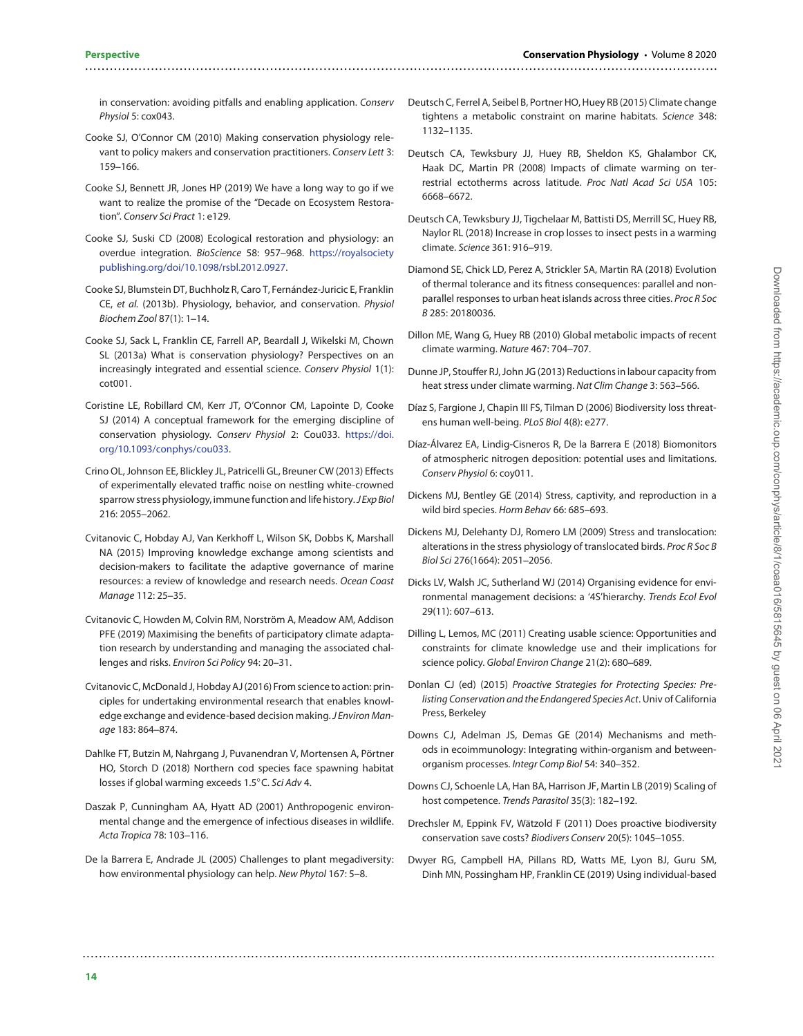in conservation: avoiding pitfalls and enabling application. *Conserv Physiol* 5: cox043.

Cooke SJ, O'Connor CM (2010) Making conservation physiology relevant to policy makers and conservation practitioners. *Conserv Lett* 3: 159–166.

Cooke SJ, Bennett JR, Jones HP (2019) We have a long way to go if we want to realize the promise of the "Decade on Ecosystem Restoration". *Conserv Sci Pract* 1: e129.

Cooke SJ, Suski CD (2008) Ecological restoration and physiology: an overdue integration. *BioScience* 58: 957–968. https://royalsocietypublishing.org/doi/10.1098/rsbl.2012.0927.

Cooke SJ, Blumstein DT, Buchholz R, Caro T, Fernández-Juricic E, Franklin CE, *et al.* (2013b). Physiology, behavior, and conservation. *Physiol Biochem Zool* 87(1): 1–14.

Cooke SJ, Sack L, Franklin CE, Farrell AP, Beardall J, Wikelski M, Chown SL (2013a) What is conservation physiology? Perspectives on an increasingly integrated and essential science. *Conserv Physiol* 1(1): cot001.

Coristine LE, Robillard CM, Kerr JT, O'Connor CM, Lapointe D, Cooke SJ (2014) A conceptual framework for the emerging discipline of conservation physiology. *Conserv Physiol* 2: Cou033. https://doi.org/10.1093/conphys/cou033.

Crino OL, Johnson EE, Blickley JL, Patricelli GL, Breuner CW (2013) Effects of experimentally elevated traffic noise on nestling white-crowned sparrow stress physiology, immune function and life history. *J Exp Biol* 216: 2055–2062.

Cvitanovic C, Hobday AJ, Van Kerkhoff L, Wilson SK, Dobbs K, Marshall NA (2015) Improving knowledge exchange among scientists and decision-makers to facilitate the adaptive governance of marine resources: a review of knowledge and research needs. *Ocean Coast Manage* 112: 25–35.

Cvitanovic C, Howden M, Colvin RM, Norström A, Meadow AM, Addison PFE (2019) Maximising the benefits of participatory climate adaptation research by understanding and managing the associated challenges and risks. *Environ Sci Policy* 94: 20–31.

Cvitanovic C, McDonald J, Hobday AJ (2016) From science to action: principles for undertaking environmental research that enables knowledge exchange and evidence-based decision making. *J Environ Manage* 183: 864–874.

Dahlke FT, Butzin M, Nahrgang J, Puvanendran V, Mortensen A, Pörtner HO, Storch D (2018) Northern cod species face spawning habitat losses if global warming exceeds 1.5°C. *Sci Adv* 4.

Daszak P, Cunningham AA, Hyatt AD (2001) Anthropogenic environmental change and the emergence of infectious diseases in wildlife. *Acta Tropica* 78: 103–116.

De la Barrera E, Andrade JL (2005) Challenges to plant megadiversity: how environmental physiology can help. *New Phytol* 167: 5–8.

Deutsch C, Ferrel A, Seibel B, Portner HO, Huey RB (2015) Climate change tightens a metabolic constraint on marine habitats. *Science* 348: 1132–1135.

Deutsch CA, Tewksbury JJ, Huey RB, Sheldon KS, Ghalambor CK, Haak DC, Martin PR (2008) Impacts of climate warming on terrestrial ectotherms across latitude. *Proc Natl Acad Sci USA* 105: 6668–6672.

Deutsch CA, Tewksbury JJ, Tigchelaar M, Battisti DS, Merrill SC, Huey RB, Naylor RL (2018) Increase in crop losses to insect pests in a warming climate. *Science* 361: 916–919.

Diamond SE, Chick LD, Perez A, Strickler SA, Martin RA (2018) Evolution of thermal tolerance and its fitness consequences: parallel and nonparallel responses to urban heat islands across three cities. *Proc R Soc B* 285: 20180036.

Dillon ME, Wang G, Huey RB (2010) Global metabolic impacts of recent climate warming. *Nature* 467: 704–707.

Dunne JP, Stouffer RJ, John JG (2013) Reductions in labour capacity from heat stress under climate warming. *Nat Clim Change* 3: 563–566.

Díaz S, Fargione J, Chapin III FS, Tilman D (2006) Biodiversity loss threatens human well-being. *PLoS Biol* 4(8): e277.

Díaz-Álvarez EA, Lindig-Cisneros R, De la Barrera E (2018) Biomonitors of atmospheric nitrogen deposition: potential uses and limitations. *Conserv Physiol* 6: coy011.

Dickens MJ, Bentley GE (2014) Stress, captivity, and reproduction in a wild bird species. *Horm Behav* 66: 685–693.

Dickens MJ, Delehanty DJ, Romero LM (2009) Stress and translocation: alterations in the stress physiology of translocated birds. *Proc R Soc B Biol Sci* 276(1664): 2051–2056.

Dicks LV, Walsh JC, Sutherland WJ (2014) Organising evidence for environmental management decisions: a '4S'hierarchy. *Trends Ecol Evol* 29(11): 607–613.

Dilling L, Lemos, MC (2011) Creating usable science: Opportunities and constraints for climate knowledge use and their implications for science policy. *Global Environ Change* 21(2): 680–689.

Donlan CJ (ed) (2015) *Proactive Strategies for Protecting Species: Prelisting Conservation and the Endangered Species Act*. Univ of California Press, Berkeley

Downs CJ, Adelman JS, Demas GE (2014) Mechanisms and methods in ecoimmunology: Integrating within-organism and between-organism processes. *Integr Comp Biol* 54: 340–352.

Downs CJ, Schoenle LA, Han BA, Harrison JF, Martin LB (2019) Scaling of host competence. *Trends Parasitol* 35(3): 182–192.

Drechsler M, Eppink FV, Wätzold F (2011) Does proactive biodiversity conservation save costs? *Biodivers Conserv* 20(5): 1045–1055.

Dwyer RG, Campbell HA, Pillans RD, Watts ME, Lyon BJ, Guru SM, Dinh MN, Possingham HP, Franklin CE (2019) Using individual-based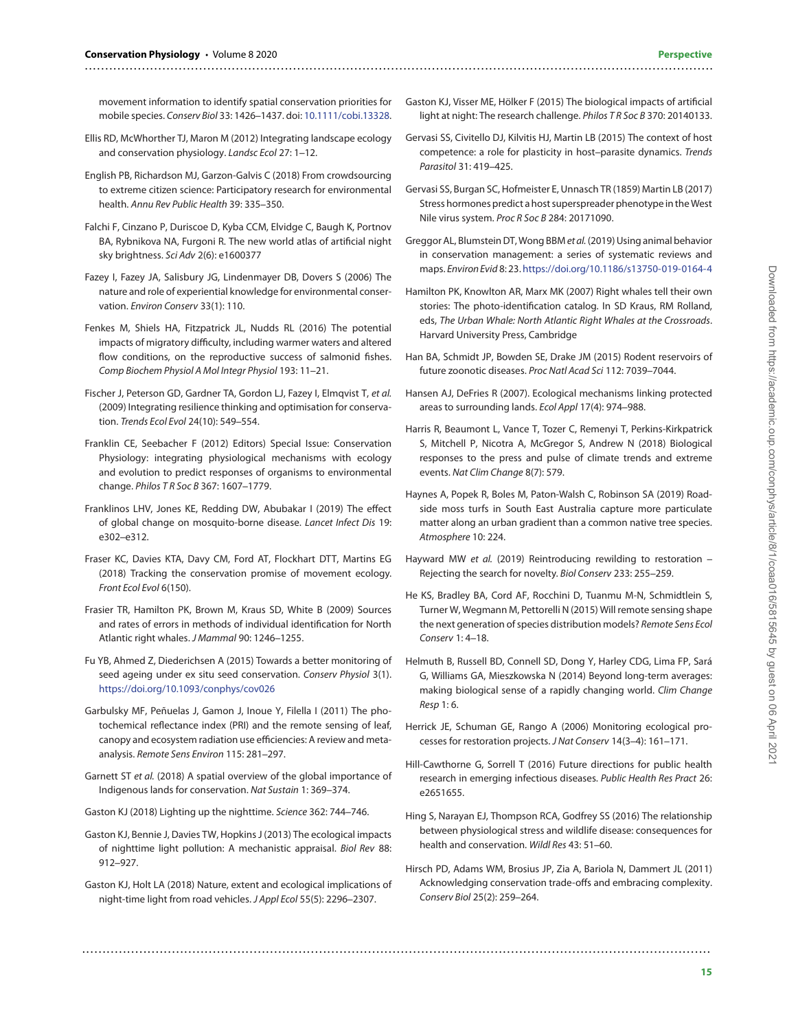movement information to identify spatial conservation priorities for mobile species. *Conserv Biol* 33: 1426–1437. doi: 10.1111/cobi.13328.

Ellis RD, McWhorther TJ, Maron M (2012) Integrating landscape ecology and conservation physiology. *Landsc Ecol* 27: 1–12.

English PB, Richardson MJ, Garzon-Galvis C (2018) From crowdsourcing to extreme citizen science: Participatory research for environmental health. *Annu Rev Public Health* 39: 335–350.

Falchi F, Cinzano P, Duriscoe D, Kyba CCM, Elvidge C, Baugh K, Portnov BA, Rybnikova NA, Furgoni R. The new world atlas of artificial night sky brightness. *Sci Adv* 2(6): e1600377

Fazey I, Fazey JA, Salisbury JG, Lindenmayer DB, Dovers S (2006) The nature and role of experiential knowledge for environmental conservation. *Environ Conserv* 33(1): 110.

Fenkes M, Shiels HA, Fitzpatrick JL, Nudds RL (2016) The potential impacts of migratory difficulty, including warmer waters and altered flow conditions, on the reproductive success of salmonid fishes. *Comp Biochem Physiol A Mol Integr Physiol* 193: 11–21.

Fischer J, Peterson GD, Gardner TA, Gordon LJ, Fazey I, Elmqvist T, *et al.* (2009) Integrating resilience thinking and optimisation for conservation. *Trends Ecol Evol* 24(10): 549–554.

Franklin CE, Seebacher F (2012) Editors) Special Issue: Conservation Physiology: integrating physiological mechanisms with ecology and evolution to predict responses of organisms to environmental change. *Philos T R Soc B* 367: 1607–1779.

Franklinos LHV, Jones KE, Redding DW, Abubakar I (2019) The effect of global change on mosquito-borne disease. *Lancet Infect Dis* 19: e302–e312.

Fraser KC, Davies KTA, Davy CM, Ford AT, Flockhart DTT, Martins EG (2018) Tracking the conservation promise of movement ecology. *Front Ecol Evol* 6(150).

Frasier TR, Hamilton PK, Brown M, Kraus SD, White B (2009) Sources and rates of errors in methods of individual identification for North Atlantic right whales. *J Mammal* 90: 1246–1255.

Fu YB, Ahmed Z, Diederichsen A (2015) Towards a better monitoring of seed ageing under ex situ seed conservation. *Conserv Physiol* 3(1). https://doi.org/10.1093/conphys/cov026

Garbulsky MF, Peñuelas J, Gamon J, Inoue Y, Filella I (2011) The photochemical reflectance index (PRI) and the remote sensing of leaf, canopy and ecosystem radiation use efficiencies: A review and meta-analysis. *Remote Sens Environ* 115: 281–297.

Garnett ST *et al.* (2018) A spatial overview of the global importance of Indigenous lands for conservation. *Nat Sustain* 1: 369–374.

Gaston KJ (2018) Lighting up the nighttime. *Science* 362: 744–746.

Gaston KJ, Bennie J, Davies TW, Hopkins J (2013) The ecological impacts of nighttime light pollution: A mechanistic appraisal. *Biol Rev* 88: 912–927.

Gaston KJ, Holt LA (2018) Nature, extent and ecological implications of night-time light from road vehicles. *J Appl Ecol* 55(5): 2296–2307.

Gaston KJ, Visser ME, Hölker F (2015) The biological impacts of artificial light at night: The research challenge. *Philos T R Soc B* 370: 20140133.

Gervasi SS, Civitello DJ, Kilvitis HJ, Martin LB (2015) The context of host competence: a role for plasticity in host–parasite dynamics. *Trends Parasitol* 31: 419–425.

Gervasi SS, Burgan SC, Hofmeister E, Unnasch TR (1859) Martin LB (2017) Stress hormones predict a host superspreader phenotype in the West Nile virus system. *Proc R Soc B* 284: 20171090.

Greggor AL, Blumstein DT, Wong BBM *et al.* (2019) Using animal behavior in conservation management: a series of systematic reviews and maps. *Environ Evid* 8: 23. https://doi.org/10.1186/s13750-019-0164-4

Hamilton PK, Knowlton AR, Marx MK (2007) Right whales tell their own stories: The photo-identification catalog. In SD Kraus, RM Rolland, eds, *The Urban Whale: North Atlantic Right Whales at the Crossroads*. Harvard University Press, Cambridge

Han BA, Schmidt JP, Bowden SE, Drake JM (2015) Rodent reservoirs of future zoonotic diseases. *Proc Natl Acad Sci* 112: 7039–7044.

Hansen AJ, DeFries R (2007). Ecological mechanisms linking protected areas to surrounding lands. *Ecol Appl* 17(4): 974–988.

Harris R, Beaumont L, Vance T, Tozer C, Remenyi T, Perkins-Kirkpatrick S, Mitchell P, Nicotra A, McGregor S, Andrew N (2018) Biological responses to the press and pulse of climate trends and extreme events. *Nat Clim Change* 8(7): 579.

Haynes A, Popek R, Boles M, Paton-Walsh C, Robinson SA (2019) Roadside moss turfs in South East Australia capture more particulate matter along an urban gradient than a common native tree species. *Atmosphere* 10: 224.

Hayward MW *et al.* (2019) Reintroducing rewilding to restoration – Rejecting the search for novelty. *Biol Conserv* 233: 255–259.

He KS, Bradley BA, Cord AF, Rocchini D, Tuanmu M-N, Schmidtlein S, Turner W, Wegmann M, Pettorelli N (2015) Will remote sensing shape the next generation of species distribution models? *Remote Sens Ecol Conserv* 1: 4–18.

Helmuth B, Russell BD, Connell SD, Dong Y, Harley CDG, Lima FP, Sará G, Williams GA, Mieszkowska N (2014) Beyond long-term averages: making biological sense of a rapidly changing world. *Clim Change Resp* 1: 6.

Herrick JE, Schuman GE, Rango A (2006) Monitoring ecological processes for restoration projects. *J Nat Conserv* 14(3–4): 161–171.

Hill-Cawthorne G, Sorrell T (2016) Future directions for public health research in emerging infectious diseases. *Public Health Res Pract* 26: e2651655.

Hing S, Narayan EJ, Thompson RCA, Godfrey SS (2016) The relationship between physiological stress and wildlife disease: consequences for health and conservation. *Wildl Res* 43: 51–60.

Hirsch PD, Adams WM, Brosius JP, Zia A, Bariola N, Dammert JL (2011) Acknowledging conservation trade-offs and embracing complexity. *Conserv Biol* 25(2): 259–264.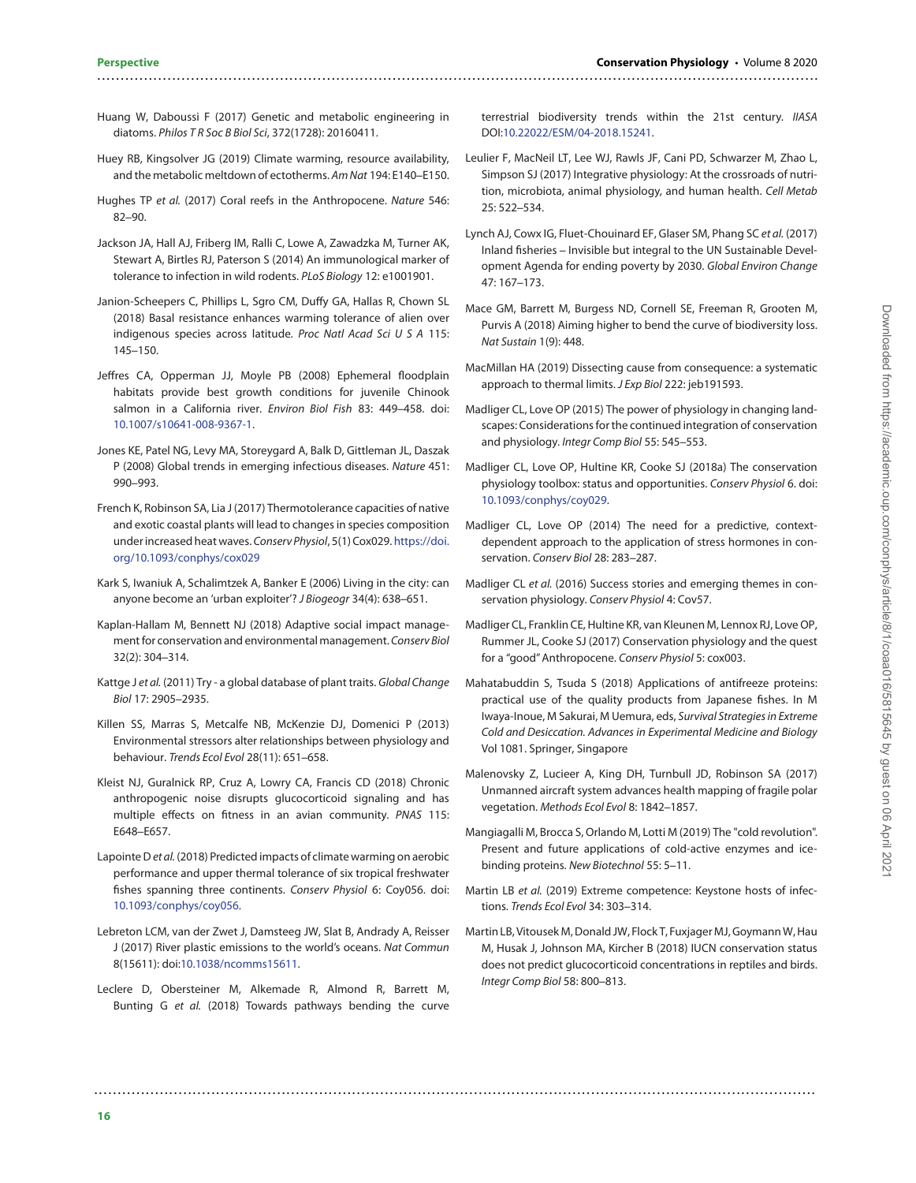Huang W, Daboussi F (2017) Genetic and metabolic engineering in diatoms. *Philos T R Soc B Biol Sci*, 372(1728): 20160411.

Huey RB, Kingsolver JG (2019) Climate warming, resource availability, and the metabolic meltdown of ectotherms. *Am Nat* 194: E140–E150.

Hughes TP *et al.* (2017) Coral reefs in the Anthropocene. *Nature* 546: 82–90.

Jackson JA, Hall AJ, Friberg IM, Ralli C, Lowe A, Zawadzka M, Turner AK, Stewart A, Birtles RJ, Paterson S (2014) An immunological marker of tolerance to infection in wild rodents. *PLoS Biology* 12: e1001901.

Janion-Scheepers C, Phillips L, Sgro CM, Duffy GA, Hallas R, Chown SL (2018) Basal resistance enhances warming tolerance of alien over indigenous species across latitude. *Proc Natl Acad Sci U S A* 115: 145–150.

Jeffres CA, Opperman JJ, Moyle PB (2008) Ephemeral floodplain habitats provide best growth conditions for juvenile Chinook salmon in a California river. *Environ Biol Fish* 83: 449–458. doi: 10.1007/s10641-008-9367-1.

Jones KE, Patel NG, Levy MA, Storeygard A, Balk D, Gittleman JL, Daszak P (2008) Global trends in emerging infectious diseases. *Nature* 451: 990–993.

French K, Robinson SA, Lia J (2017) Thermotolerance capacities of native and exotic coastal plants will lead to changes in species composition under increased heat waves. *Conserv Physiol*, 5(1) Cox029. https://doi.org/10.1093/conphys/cox029

Kark S, Iwaniuk A, Schalimtzek A, Banker E (2006) Living in the city: can anyone become an 'urban exploiter'? *J Biogeogr* 34(4): 638–651.

Kaplan-Hallam M, Bennett NJ (2018) Adaptive social impact management for conservation and environmental management. *Conserv Biol* 32(2): 304–314.

Kattge J *et al.* (2011) Try - a global database of plant traits. *Global Change Biol* 17: 2905–2935.

Killen SS, Marras S, Metcalfe NB, McKenzie DJ, Domenici P (2013) Environmental stressors alter relationships between physiology and behaviour. *Trends Ecol Evol* 28(11): 651–658.

Kleist NJ, Guralnick RP, Cruz A, Lowry CA, Francis CD (2018) Chronic anthropogenic noise disrupts glucocorticoid signaling and has multiple effects on fitness in an avian community. *PNAS* 115: E648–E657.

Lapointe D *et al.* (2018) Predicted impacts of climate warming on aerobic performance and upper thermal tolerance of six tropical freshwater fishes spanning three continents. *Conserv Physiol* 6: Coy056. doi: 10.1093/conphys/coy056.

Lebreton LCM, van der Zwet J, Damsteeg JW, Slat B, Andrady A, Reisser J (2017) River plastic emissions to the world's oceans. *Nat Commun* 8(15611): doi:10.1038/ncomms15611.

Leclere D, Obersteiner M, Alkemade R, Almond R, Barrett M, Bunting G *et al.* (2018) Towards pathways bending the curve terrestrial biodiversity trends within the 21st century. *IIASA* DOI:10.22022/ESM/04-2018.15241.

Leulier F, MacNeil LT, Lee WJ, Rawls JF, Cani PD, Schwarzer M, Zhao L, Simpson SJ (2017) Integrative physiology: At the crossroads of nutrition, microbiota, animal physiology, and human health. *Cell Metab* 25: 522–534.

Lynch AJ, Cowx IG, Fluet-Chouinard EF, Glaser SM, Phang SC *et al.* (2017) Inland fisheries – Invisible but integral to the UN Sustainable Development Agenda for ending poverty by 2030. *Global Environ Change* 47: 167–173.

Mace GM, Barrett M, Burgess ND, Cornell SE, Freeman R, Grooten M, Purvis A (2018) Aiming higher to bend the curve of biodiversity loss. *Nat Sustain* 1(9): 448.

MacMillan HA (2019) Dissecting cause from consequence: a systematic approach to thermal limits. *J Exp Biol* 222: jeb191593.

Madliger CL, Love OP (2015) The power of physiology in changing landscapes: Considerations for the continued integration of conservation and physiology. *Integr Comp Biol* 55: 545–553.

Madliger CL, Love OP, Hultine KR, Cooke SJ (2018a) The conservation physiology toolbox: status and opportunities. *Conserv Physiol* 6. doi: 10.1093/conphys/coy029.

Madliger CL, Love OP (2014) The need for a predictive, context-dependent approach to the application of stress hormones in conservation. *Conserv Biol* 28: 283–287.

Madliger CL *et al.* (2016) Success stories and emerging themes in conservation physiology. *Conserv Physiol* 4: Cov57.

Madliger CL, Franklin CE, Hultine KR, van Kleunen M, Lennox RJ, Love OP, Rummer JL, Cooke SJ (2017) Conservation physiology and the quest for a "good" Anthropocene. *Conserv Physiol* 5: cox003.

Mahatabuddin S, Tsuda S (2018) Applications of antifreeze proteins: practical use of the quality products from Japanese fishes. In M Iwaya-Inoue, M Sakurai, M Uemura, eds, *Survival Strategies in Extreme Cold and Desiccation. Advances in Experimental Medicine and Biology* Vol 1081. Springer, Singapore

Malenovsky Z, Lucieer A, King DH, Turnbull JD, Robinson SA (2017) Unmanned aircraft system advances health mapping of fragile polar vegetation. *Methods Ecol Evol* 8: 1842–1857.

Mangiagalli M, Brocca S, Orlando M, Lotti M (2019) The "cold revolution". Present and future applications of cold-active enzymes and ice-binding proteins. *New Biotechnol* 55: 5–11.

Martin LB *et al.* (2019) Extreme competence: Keystone hosts of infections. *Trends Ecol Evol* 34: 303–314.

Martin LB, Vitousek M, Donald JW, Flock T, Fuxjager MJ, Goymann W, Hau M, Husak J, Johnson MA, Kircher B (2018) IUCN conservation status does not predict glucocorticoid concentrations in reptiles and birds. *Integr Comp Biol* 58: 800–813.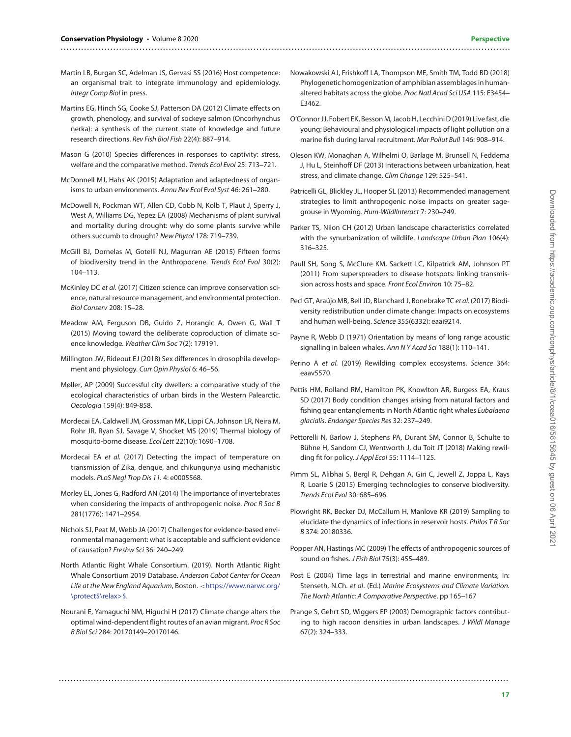Martin LB, Burgan SC, Adelman JS, Gervasi SS (2016) Host competence: an organismal trait to integrate immunology and epidemiology. *Integr Comp Biol* in press.

Martins EG, Hinch SG, Cooke SJ, Patterson DA (2012) Climate effects on growth, phenology, and survival of sockeye salmon (Oncorhynchus nerka): a synthesis of the current state of knowledge and future research directions. *Rev Fish Biol Fish* 22(4): 887–914.

Mason G (2010) Species differences in responses to captivity: stress, welfare and the comparative method. *Trends Ecol Evol* 25: 713–721.

McDonnell MJ, Hahs AK (2015) Adaptation and adaptedness of organisms to urban environments. *Annu Rev Ecol Evol Syst* 46: 261–280.

McDowell N, Pockman WT, Allen CD, Cobb N, Kolb T, Plaut J, Sperry J, West A, Williams DG, Yepez EA (2008) Mechanisms of plant survival and mortality during drought: why do some plants survive while others succumb to drought? *New Phytol* 178: 719–739.

McGill BJ, Dornelas M, Gotelli NJ, Magurran AE (2015) Fifteen forms of biodiversity trend in the Anthropocene. *Trends Ecol Evol* 30(2): 104–113.

McKinley DC *et al.* (2017) Citizen science can improve conservation science, natural resource management, and environmental protection. *Biol Conserv* 208: 15–28.

Meadow AM, Ferguson DB, Guido Z, Horangic A, Owen G, Wall T (2015) Moving toward the deliberate coproduction of climate science knowledge. *Weather Clim Soc* 7(2): 179191.

Millington JW, Rideout EJ (2018) Sex differences in drosophila development and physiology. *Curr Opin Physiol* 6: 46–56.

Møller, AP (2009) Successful city dwellers: a comparative study of the ecological characteristics of urban birds in the Western Palearctic. *Oecologia* 159(4): 849-858.

Mordecai EA, Caldwell JM, Grossman MK, Lippi CA, Johnson LR, Neira M, Rohr JR, Ryan SJ, Savage V, Shocket MS (2019) Thermal biology of mosquito-borne disease. *Ecol Lett* 22(10): 1690–1708.

Mordecai EA *et al.* (2017) Detecting the impact of temperature on transmission of Zika, dengue, and chikungunya using mechanistic models. *PLoS Negl Trop Dis 11.* 4: e0005568.

Morley EL, Jones G, Radford AN (2014) The importance of invertebrates when considering the impacts of anthropogenic noise. *Proc R Soc B* 281(1776): 1471–2954.

Nichols SJ, Peat M, Webb JA (2017) Challenges for evidence-based environmental management: what is acceptable and sufficient evidence of causation? *Freshw Sci* 36: 240–249.

North Atlantic Right Whale Consortium. (2019). North Atlantic Right Whale Consortium 2019 Database. *Anderson Cabot Center for Ocean Life at the New England Aquarium*, Boston. <https://www.narwc.org/\protect$\relax>$.

Nourani E, Yamaguchi NM, Higuchi H (2017) Climate change alters the optimal wind-dependent flight routes of an avian migrant. *Proc R Soc B Biol Sci* 284: 20170149–20170146.

Nowakowski AJ, Frishkoff LA, Thompson ME, Smith TM, Todd BD (2018) Phylogenetic homogenization of amphibian assemblages in human-altered habitats across the globe. *Proc Natl Acad Sci USA* 115: E3454–E3462.

O'Connor JJ, Fobert EK, Besson M, Jacob H, Lecchini D (2019) Live fast, die young: Behavioural and physiological impacts of light pollution on a marine fish during larval recruitment. *Mar Pollut Bull* 146: 908–914.

Oleson KW, Monaghan A, Wilhelmi O, Barlage M, Brunsell N, Feddema J, Hu L, Steinhoff DF (2013) Interactions between urbanization, heat stress, and climate change. *Clim Change* 129: 525–541.

Patricelli GL, Blickley JL, Hooper SL (2013) Recommended management strategies to limit anthropogenic noise impacts on greater sage-grouse in Wyoming. *Hum-WildlInteract* 7: 230–249.

Parker TS, Nilon CH (2012) Urban landscape characteristics correlated with the synurbanization of wildlife. *Landscape Urban Plan* 106(4): 316–325.

Paull SH, Song S, McClure KM, Sackett LC, Kilpatrick AM, Johnson PT (2011) From superspreaders to disease hotspots: linking transmission across hosts and space. *Front Ecol Environ* 10: 75–82.

Pecl GT, Araújo MB, Bell JD, Blanchard J, Bonebrake TC *et al.* (2017) Biodiversity redistribution under climate change: Impacts on ecosystems and human well-being. *Science* 355(6332): eaai9214.

Payne R, Webb D (1971) Orientation by means of long range acoustic signalling in baleen whales. *Ann N Y Acad Sci* 188(1): 110–141.

Perino A *et al.* (2019) Rewilding complex ecosystems. *Science* 364: eaav5570.

Pettis HM, Rolland RM, Hamilton PK, Knowlton AR, Burgess EA, Kraus SD (2017) Body condition changes arising from natural factors and fishing gear entanglements in North Atlantic right whales *Eubalaena glacialis*. *Endanger Species Res* 32: 237–249.

Pettorelli N, Barlow J, Stephens PA, Durant SM, Connor B, Schulte to Bühne H, Sandom CJ, Wentworth J, du Toit JT (2018) Making rewilding fit for policy. *J Appl Ecol* 55: 1114–1125.

Pimm SL, Alibhai S, Bergl R, Dehgan A, Giri C, Jewell Z, Joppa L, Kays R, Loarie S (2015) Emerging technologies to conserve biodiversity. *Trends Ecol Evol* 30: 685–696.

Plowright RK, Becker DJ, McCallum H, Manlove KR (2019) Sampling to elucidate the dynamics of infections in reservoir hosts. *Philos T R Soc B* 374: 20180336.

Popper AN, Hastings MC (2009) The effects of anthropogenic sources of sound on fishes. *J Fish Biol* 75(3): 455–489.

Post E (2004) Time lags in terrestrial and marine environments, In: Stenseth, N.Ch. *et al*. (Ed.) *Marine Ecosystems and Climate Variation. The North Atlantic: A Comparative Perspective*. pp 165–167

Prange S, Gehrt SD, Wiggers EP (2003) Demographic factors contributing to high racoon densities in urban landscapes. *J Wildl Manage* 67(2): 324–333.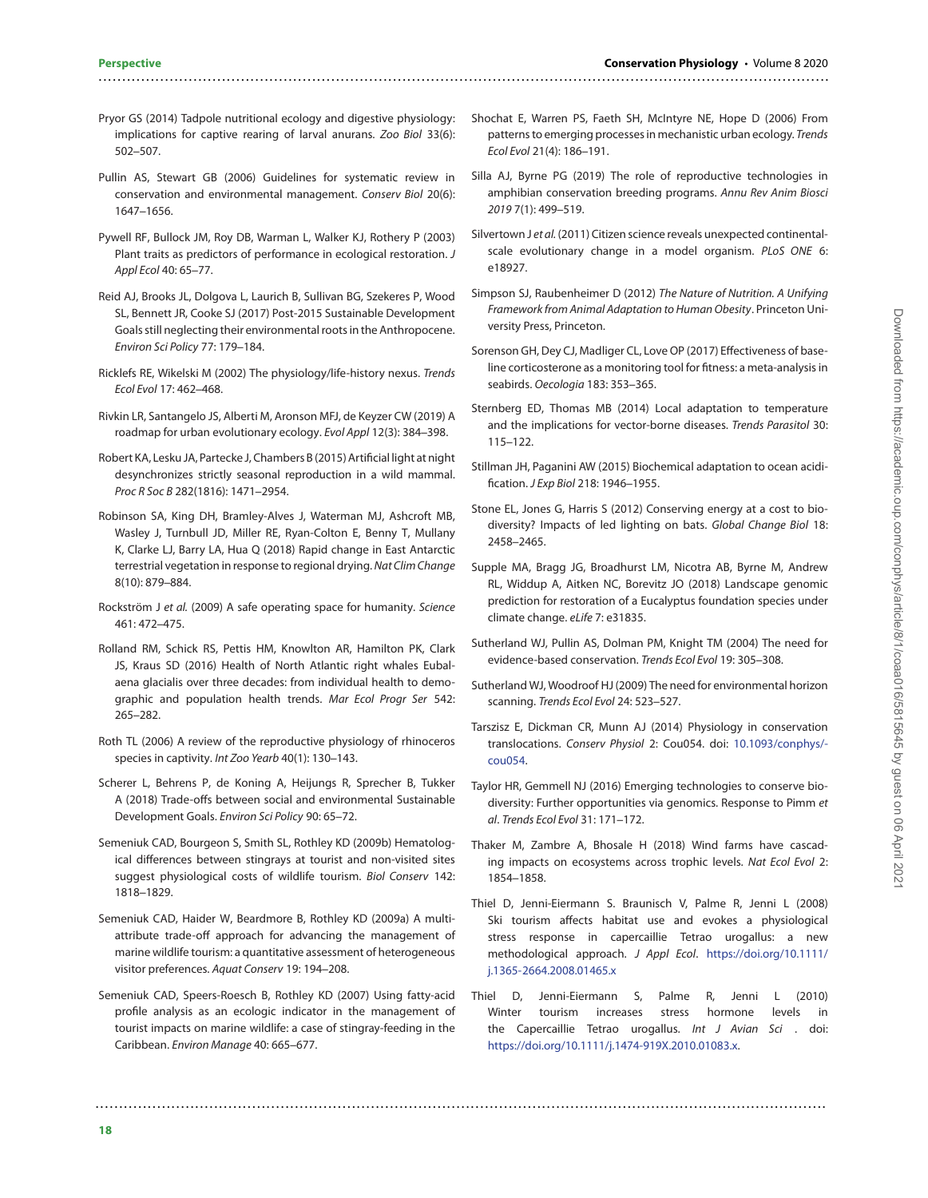Pryor GS (2014) Tadpole nutritional ecology and digestive physiology: implications for captive rearing of larval anurans. *Zoo Biol* 33(6): 502–507.

Pullin AS, Stewart GB (2006) Guidelines for systematic review in conservation and environmental management. *Conserv Biol* 20(6): 1647–1656.

Pywell RF, Bullock JM, Roy DB, Warman L, Walker KJ, Rothery P (2003) Plant traits as predictors of performance in ecological restoration. *J Appl Ecol* 40: 65–77.

Reid AJ, Brooks JL, Dolgova L, Laurich B, Sullivan BG, Szekeres P, Wood SL, Bennett JR, Cooke SJ (2017) Post-2015 Sustainable Development Goals still neglecting their environmental roots in the Anthropocene. *Environ Sci Policy* 77: 179–184.

Ricklefs RE, Wikelski M (2002) The physiology/life-history nexus. *Trends Ecol Evol* 17: 462–468.

Rivkin LR, Santangelo JS, Alberti M, Aronson MFJ, de Keyzer CW (2019) A roadmap for urban evolutionary ecology. *Evol Appl* 12(3): 384–398.

Robert KA, Lesku JA, Partecke J, Chambers B (2015) Artificial light at night desynchronizes strictly seasonal reproduction in a wild mammal. *Proc R Soc B* 282(1816): 1471–2954.

Robinson SA, King DH, Bramley-Alves J, Waterman MJ, Ashcroft MB, Wasley J, Turnbull JD, Miller RE, Ryan-Colton E, Benny T, Mullany K, Clarke LJ, Barry LA, Hua Q (2018) Rapid change in East Antarctic terrestrial vegetation in response to regional drying. *Nat Clim Change* 8(10): 879–884.

Rockström J *et al.* (2009) A safe operating space for humanity. *Science* 461: 472–475.

Rolland RM, Schick RS, Pettis HM, Knowlton AR, Hamilton PK, Clark JS, Kraus SD (2016) Health of North Atlantic right whales Eubalaena glacialis over three decades: from individual health to demographic and population health trends. *Mar Ecol Progr Ser* 542: 265–282.

Roth TL (2006) A review of the reproductive physiology of rhinoceros species in captivity. *Int Zoo Yearb* 40(1): 130–143.

Scherer L, Behrens P, de Koning A, Heijungs R, Sprecher B, Tukker A (2018) Trade-offs between social and environmental Sustainable Development Goals. *Environ Sci Policy* 90: 65–72.

Semeniuk CAD, Bourgeon S, Smith SL, Rothley KD (2009b) Hematological differences between stingrays at tourist and non-visited sites suggest physiological costs of wildlife tourism. *Biol Conserv* 142: 1818–1829.

Semeniuk CAD, Haider W, Beardmore B, Rothley KD (2009a) A multi-attribute trade-off approach for advancing the management of marine wildlife tourism: a quantitative assessment of heterogeneous visitor preferences. *Aquat Conserv* 19: 194–208.

Semeniuk CAD, Speers-Roesch B, Rothley KD (2007) Using fatty-acid profile analysis as an ecologic indicator in the management of tourist impacts on marine wildlife: a case of stingray-feeding in the Caribbean. *Environ Manage* 40: 665–677.

Shochat E, Warren PS, Faeth SH, McIntyre NE, Hope D (2006) From patterns to emerging processes in mechanistic urban ecology. *Trends Ecol Evol* 21(4): 186–191.

Silla AJ, Byrne PG (2019) The role of reproductive technologies in amphibian conservation breeding programs. *Annu Rev Anim Biosci 2019* 7(1): 499–519.

Silvertown J *et al.* (2011) Citizen science reveals unexpected continental-scale evolutionary change in a model organism. *PLoS ONE* 6: e18927.

Simpson SJ, Raubenheimer D (2012) *The Nature of Nutrition. A Unifying Framework from Animal Adaptation to Human Obesity*. Princeton University Press, Princeton.

Sorenson GH, Dey CJ, Madliger CL, Love OP (2017) Effectiveness of baseline corticosterone as a monitoring tool for fitness: a meta-analysis in seabirds. *Oecologia* 183: 353–365.

Sternberg ED, Thomas MB (2014) Local adaptation to temperature and the implications for vector-borne diseases. *Trends Parasitol* 30: 115–122.

Stillman JH, Paganini AW (2015) Biochemical adaptation to ocean acidification. *J Exp Biol* 218: 1946–1955.

Stone EL, Jones G, Harris S (2012) Conserving energy at a cost to biodiversity? Impacts of led lighting on bats. *Global Change Biol* 18: 2458–2465.

Supple MA, Bragg JG, Broadhurst LM, Nicotra AB, Byrne M, Andrew RL, Widdup A, Aitken NC, Borevitz JO (2018) Landscape genomic prediction for restoration of a Eucalyptus foundation species under climate change. *eLife* 7: e31835.

Sutherland WJ, Pullin AS, Dolman PM, Knight TM (2004) The need for evidence-based conservation. *Trends Ecol Evol* 19: 305–308.

Sutherland WJ, Woodroof HJ (2009) The need for environmental horizon scanning. *Trends Ecol Evol* 24: 523–527.

Tarszisz E, Dickman CR, Munn AJ (2014) Physiology in conservation translocations. *Conserv Physiol* 2: Cou054. doi: 10.1093/conphys/cou054.

Taylor HR, Gemmell NJ (2016) Emerging technologies to conserve biodiversity: Further opportunities via genomics. Response to Pimm *et al*. *Trends Ecol Evol* 31: 171–172.

Thaker M, Zambre A, Bhosale H (2018) Wind farms have cascading impacts on ecosystems across trophic levels. *Nat Ecol Evol* 2: 1854–1858.

Thiel D, Jenni-Eiermann S. Braunisch V, Palme R, Jenni L (2008) Ski tourism affects habitat use and evokes a physiological stress response in capercaillie Tetrao urogallus: a new methodological approach. *J Appl Ecol*. https://doi.org/10.1111/j.1365-2664.2008.01465.x

Thiel D, Jenni-Eiermann S, Palme R, Jenni L (2010) Winter tourism increases stress hormone levels in the Capercaillie Tetrao urogallus. *Int J Avian Sci* . doi: https://doi.org/10.1111/j.1474-919X.2010.01083.x.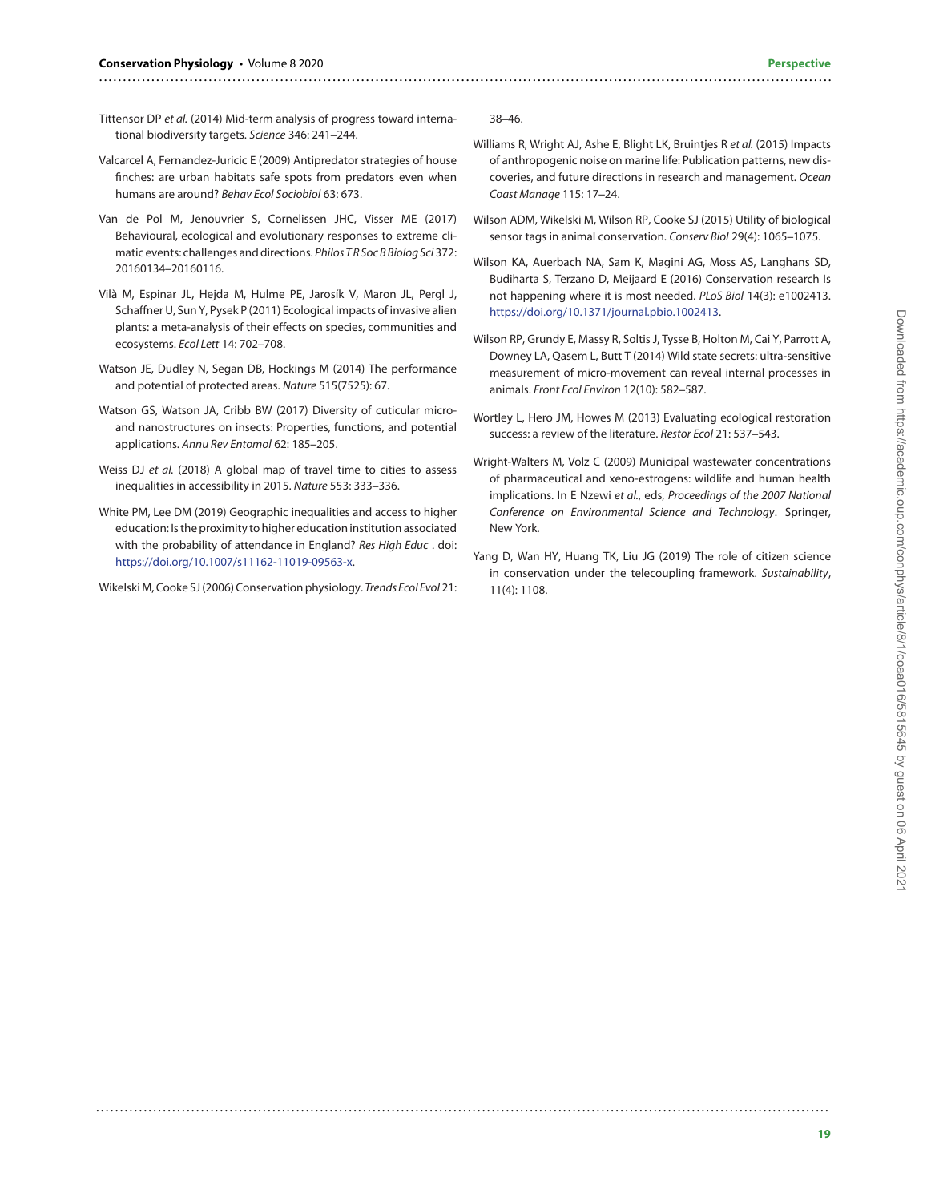Tittensor DP *et al.* (2014) Mid-term analysis of progress toward international biodiversity targets. *Science* 346: 241–244.

Valcarcel A, Fernandez-Juricic E (2009) Antipredator strategies of house finches: are urban habitats safe spots from predators even when humans are around? *Behav Ecol Sociobiol* 63: 673.

Van de Pol M, Jenouvrier S, Cornelissen JHC, Visser ME (2017) Behavioural, ecological and evolutionary responses to extreme climatic events: challenges and directions. *Philos T R Soc B Biolog Sci* 372: 20160134–20160116.

Vilà M, Espinar JL, Hejda M, Hulme PE, Jarosík V, Maron JL, Pergl J, Schaffner U, Sun Y, Pysek P (2011) Ecological impacts of invasive alien plants: a meta-analysis of their effects on species, communities and ecosystems. *Ecol Lett* 14: 702–708.

Watson JE, Dudley N, Segan DB, Hockings M (2014) The performance and potential of protected areas. *Nature* 515(7525): 67.

Watson GS, Watson JA, Cribb BW (2017) Diversity of cuticular micro- and nanostructures on insects: Properties, functions, and potential applications. *Annu Rev Entomol* 62: 185–205.

Weiss DJ *et al.* (2018) A global map of travel time to cities to assess inequalities in accessibility in 2015. *Nature* 553: 333–336.

White PM, Lee DM (2019) Geographic inequalities and access to higher education: Is the proximity to higher education institution associated with the probability of attendance in England? *Res High Educ* . doi: https://doi.org/10.1007/s11162-11019-09563-x.

Wikelski M, Cooke SJ (2006) Conservation physiology. *Trends Ecol Evol* 21: 38–46.

Williams R, Wright AJ, Ashe E, Blight LK, Bruintjes R *et al.* (2015) Impacts of anthropogenic noise on marine life: Publication patterns, new discoveries, and future directions in research and management. *Ocean Coast Manage* 115: 17–24.

Wilson ADM, Wikelski M, Wilson RP, Cooke SJ (2015) Utility of biological sensor tags in animal conservation. *Conserv Biol* 29(4): 1065–1075.

Wilson KA, Auerbach NA, Sam K, Magini AG, Moss AS, Langhans SD, Budiharta S, Terzano D, Meijaard E (2016) Conservation research Is not happening where it is most needed. *PLoS Biol* 14(3): e1002413. https://doi.org/10.1371/journal.pbio.1002413.

Wilson RP, Grundy E, Massy R, Soltis J, Tysse B, Holton M, Cai Y, Parrott A, Downey LA, Qasem L, Butt T (2014) Wild state secrets: ultra-sensitive measurement of micro-movement can reveal internal processes in animals. *Front Ecol Environ* 12(10): 582–587.

Wortley L, Hero JM, Howes M (2013) Evaluating ecological restoration success: a review of the literature. *Restor Ecol* 21: 537–543.

Wright-Walters M, Volz C (2009) Municipal wastewater concentrations of pharmaceutical and xeno-estrogens: wildlife and human health implications. In E Nzewi *et al.*, eds, *Proceedings of the 2007 National Conference on Environmental Science and Technology*. Springer, New York.

Yang D, Wan HY, Huang TK, Liu JG (2019) The role of citizen science in conservation under the telecoupling framework. *Sustainability*, 11(4): 1108.